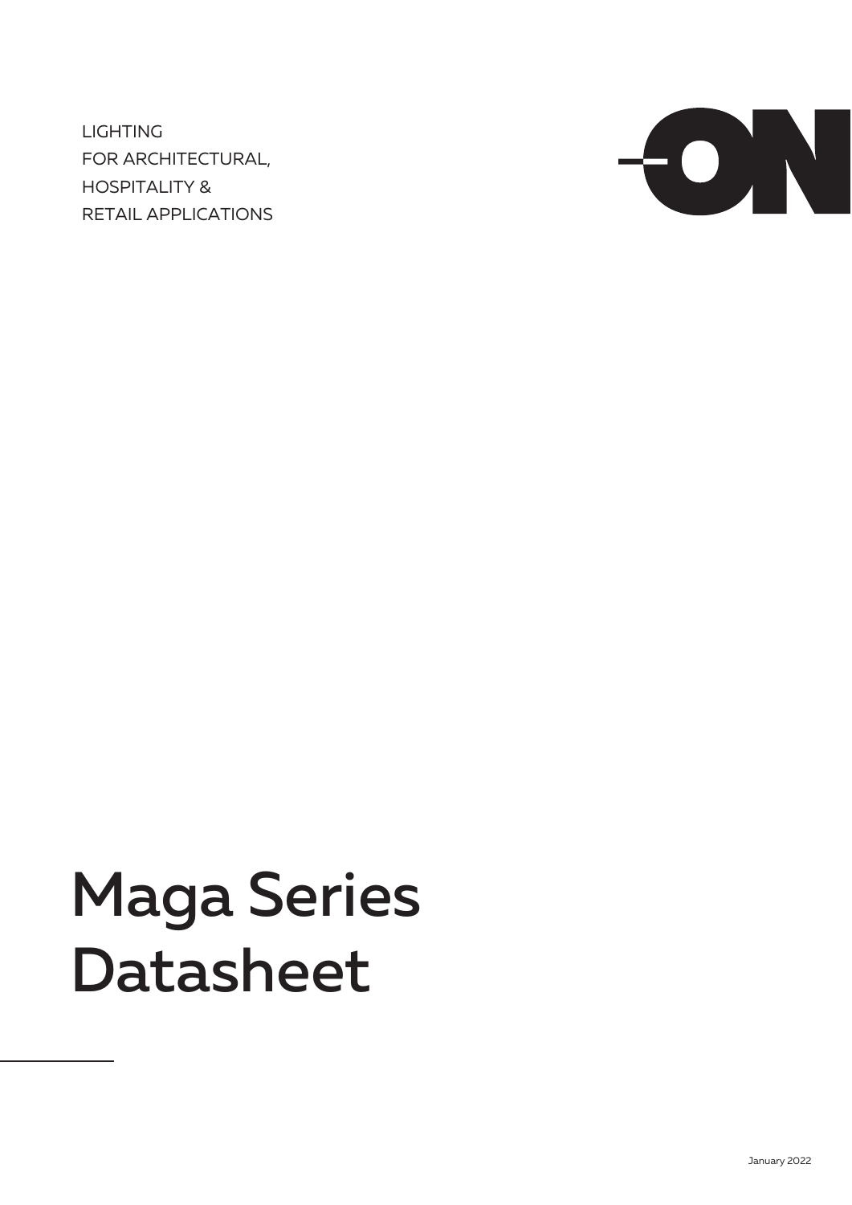LIGHTING
FOR ARCHITECTURAL,
HOSPITALITY &
RETAIL APPLICATIONS

ON

# Maga Series Datasheet

January 2022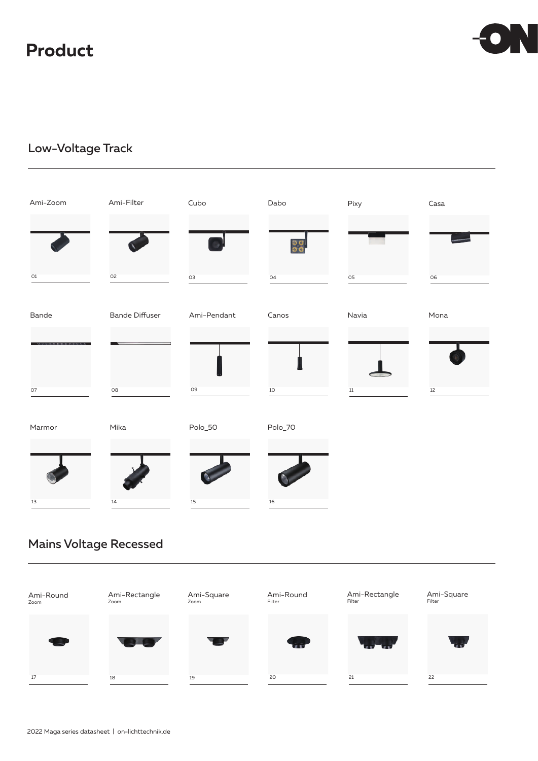# Product

## Low-Voltage Track

Ami-Zoom
01

Ami-Filter
02

Cubo
03

Dabo
04

Pixy
05

Casa
06

Bande
07

Bande Diffuser
08

Ami-Pendant
09

Canos
10

Navia
11

Mona
12

Marmor
13

Mika
14

Polo_50
15

Polo_70
16

## Mains Voltage Recessed

Ami-Round
Zoom
17

Ami-Rectangle
Zoom
18

Ami-Square
Zoom
19

Ami-Round
Filter
20

Ami-Rectangle
Filter
21

Ami-Square
Filter
22

2022 Maga series datasheet | on-lichttechnik.de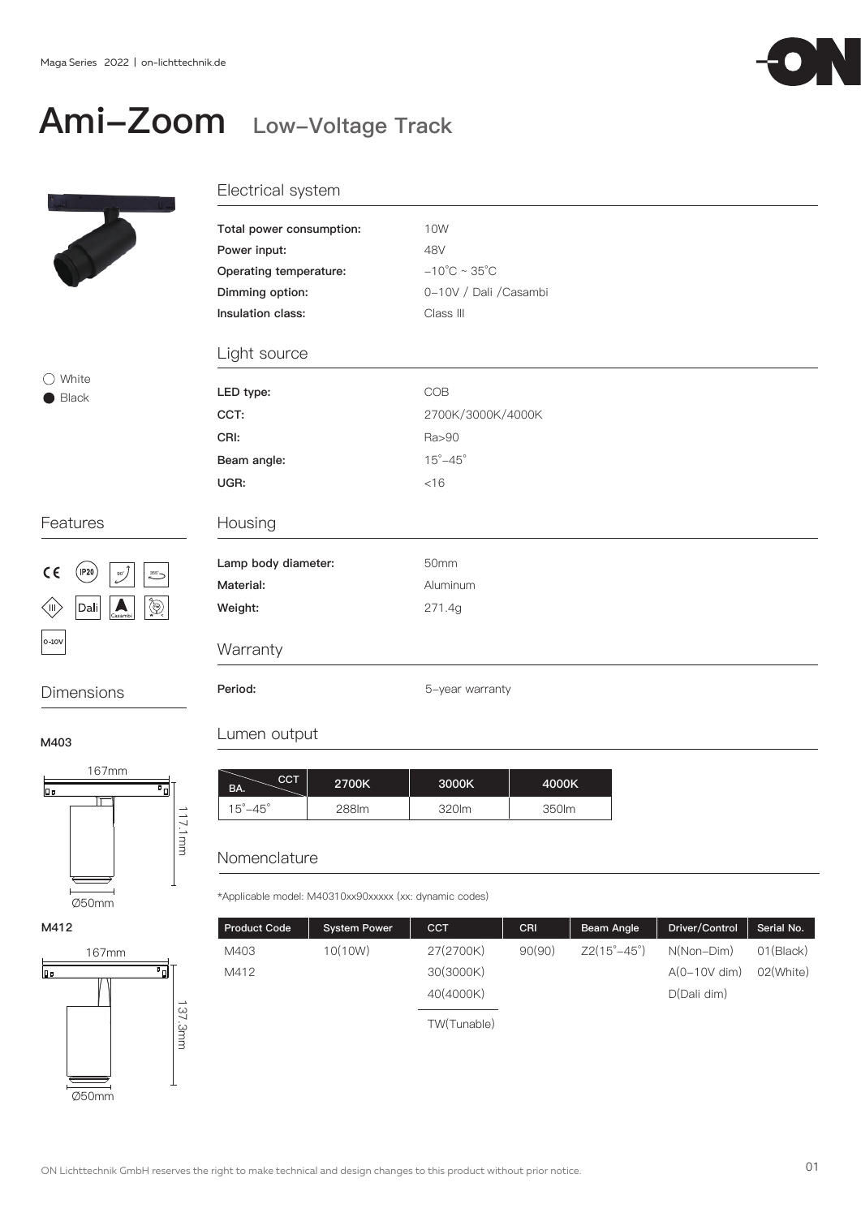# Ami-Zoom Low-Voltage Track

○ White
● Black

## Electrical system

| | |
|---|---|
| **Total power consumption:** | 10W |
| **Power input:** | 48V |
| **Operating temperature:** | −10˚C ~ 35˚C |
| **Dimming option:** | 0-10V / Dali /Casambi |
| **Insulation class:** | Class III |

## Light source

| | |
|---|---|
| **LED type:** | COB |
| **CCT:** | 2700K/3000K/4000K |
| **CRI:** | Ra>90 |
| **Beam angle:** | 15˚-45˚ |
| **UGR:** | <16 |

## Features

CE, IP20, 90°, 355°, III, Dali, Casambi, 0-10V

## Housing

| | |
|---|---|
| **Lamp body diameter:** | 50mm |
| **Material:** | Aluminum |
| **Weight:** | 271.4g |

## Warranty

| | |
|---|---|
| **Period:** | 5-year warranty |

## Dimensions

**M403**

167mm
117.1mm
Ø50mm

**M412**

167mm
137.3mm
Ø50mm

## Lumen output

| BA. \ CCT | 2700K | 3000K | 4000K |
|---|---|---|---|
| 15˚-45˚ | 288lm | 320lm | 350lm |

## Nomenclature

*Applicable model: M40310xx90xxxxx (xx: dynamic codes)

| Product Code | System Power | CCT | CRI | Beam Angle | Driver/Control | Serial No. |
|---|---|---|---|---|---|---|
| M403 | 10(10W) | 27(2700K) | 90(90) | Z2(15˚-45˚) | N(Non-Dim) | 01(Black) |
| M412 | | 30(3000K) | | | A(0-10V dim) | 02(White) |
| | | 40(4000K) | | | D(Dali dim) | |
| | | TW(Tunable) | | | | |

ON Lichttechnik GmbH reserves the right to make technical and design changes to this product without prior notice.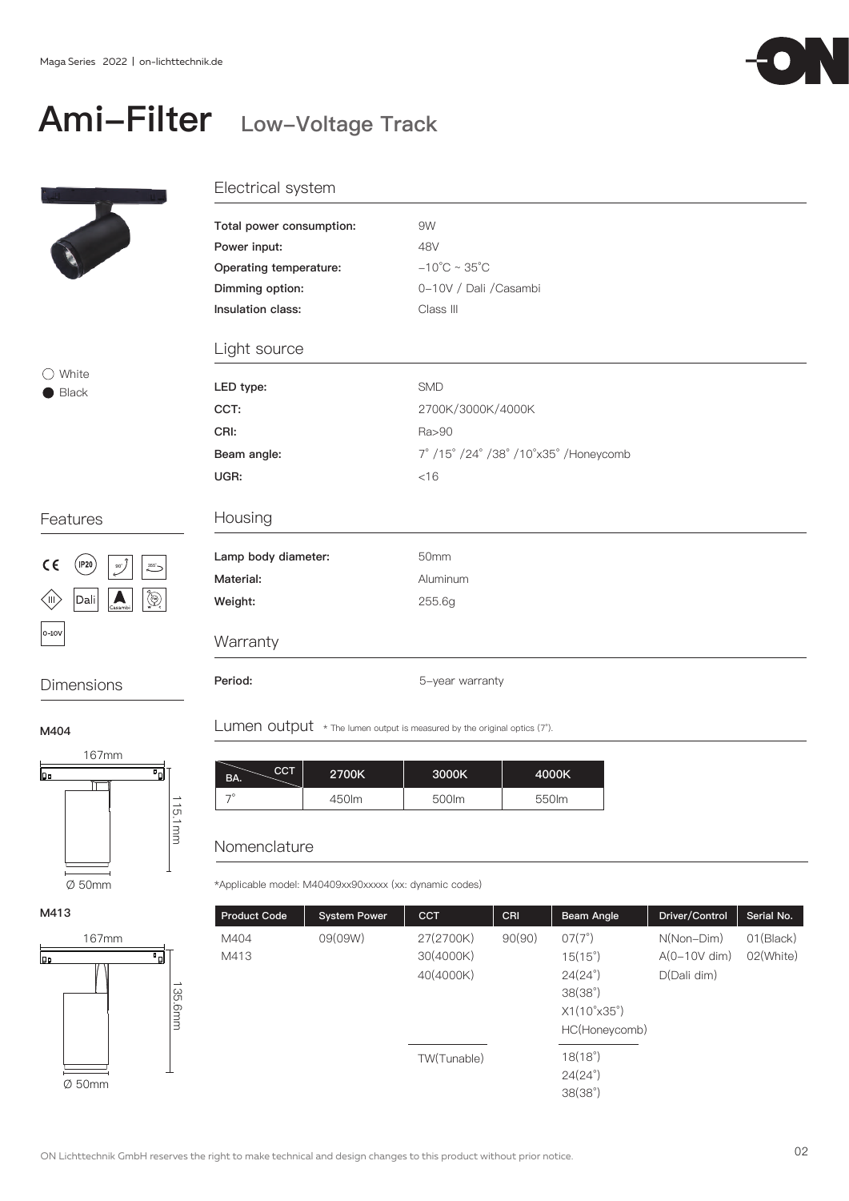# Ami-Filter Low-Voltage Track

○ White
● Black

## Features

CE, IP20, 90°, 355°, III, Dali, Casambi, 0-10V

## Dimensions

**M404**

167mm
115.1mm
Ø 50mm

**M413**

167mm
135.6mm
Ø 50mm

## Electrical system

| | |
|---|---|
| **Total power consumption:** | 9W |
| **Power input:** | 48V |
| **Operating temperature:** | -10°C ~ 35°C |
| **Dimming option:** | 0-10V / Dali /Casambi |
| **Insulation class:** | Class III |

## Light source

| | |
|---|---|
| **LED type:** | SMD |
| **CCT:** | 2700K/3000K/4000K |
| **CRI:** | Ra>90 |
| **Beam angle:** | 7° /15° /24° /38° /10°x35° /Honeycomb |
| **UGR:** | <16 |

## Housing

| | |
|---|---|
| **Lamp body diameter:** | 50mm |
| **Material:** | Aluminum |
| **Weight:** | 255.6g |

## Warranty

| | |
|---|---|
| **Period:** | 5-year warranty |

## Lumen output

* The lumen output is measured by the original optics (7°).

| BA. \ CCT | 2700K | 3000K | 4000K |
|---|---|---|---|
| 7° | 450lm | 500lm | 550lm |

## Nomenclature

*Applicable model: M40409xx90xxxxx (xx: dynamic codes)

| Product Code | System Power | CCT | CRI | Beam Angle | Driver/Control | Serial No. |
|---|---|---|---|---|---|---|
| M404<br>M413 | 09(09W) | 27(2700K)<br>30(4000K)<br>40(4000K) | 90(90) | 07(7°)<br>15(15°)<br>24(24°)<br>38(38°)<br>X1(10°x35°)<br>HC(Honeycomb) | N(Non-Dim)<br>A(0-10V dim)<br>D(Dali dim) | 01(Black)<br>02(White) |
| | | TW(Tunable) | | 18(18°)<br>24(24°)<br>38(38°) | | |

ON Lichttechnik GmbH reserves the right to make technical and design changes to this product without prior notice.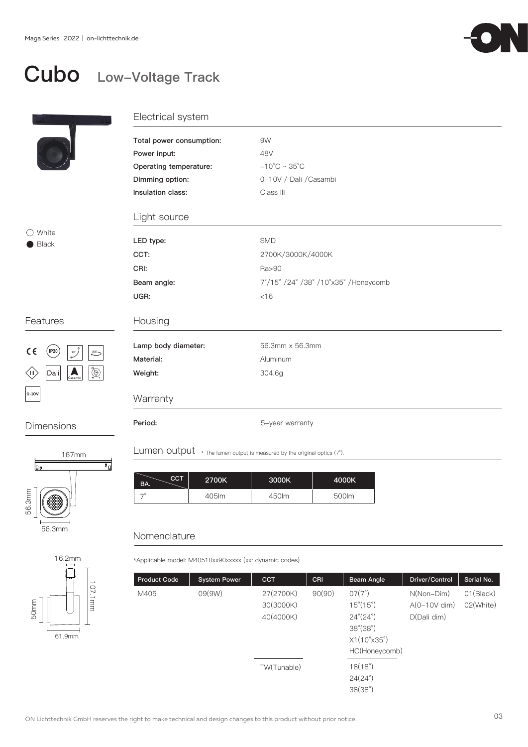# Cubo Low-Voltage Track

○ White
● Black

## Electrical system

| | |
|---|---|
| **Total power consumption:** | 9W |
| **Power input:** | 48V |
| **Operating temperature:** | -10˚C ~ 35˚C |
| **Dimming option:** | 0-10V / Dali /Casambi |
| **Insulation class:** | Class III |

## Light source

| | |
|---|---|
| **LED type:** | SMD |
| **CCT:** | 2700K/3000K/4000K |
| **CRI:** | Ra>90 |
| **Beam angle:** | 7˚/15˚ /24˚ /38˚ /10˚x35˚ /Honeycomb |
| **UGR:** | <16 |

## Features

CE, IP20, 90˚, 355˚, III, Dali, Casambi, 0-10V

## Housing

| | |
|---|---|
| **Lamp body diameter:** | 56.3mm x 56.3mm |
| **Material:** | Aluminum |
| **Weight:** | 304.6g |

## Warranty

| | |
|---|---|
| **Period:** | 5-year warranty |

## Dimensions

167mm; 56.3mm; 56.3mm; 16.2mm; 107.1mm; 50mm; 61.9mm

## Lumen output

\* The lumen output is measured by the original optics (7˚).

| BA. \ CCT | 2700K | 3000K | 4000K |
|---|---|---|---|
| 7˚ | 405lm | 450lm | 500lm |

## Nomenclature

*Applicable model: M40510xx90xxxxx (xx: dynamic codes)

| Product Code | System Power | CCT | CRI | Beam Angle | Driver/Control | Serial No. |
|---|---|---|---|---|---|---|
| M405 | 09(9W) | 27(2700K)<br>30(3000K)<br>40(4000K) | 90(90) | 07(7˚)<br>15˚(15˚)<br>24˚(24˚)<br>38˚(38˚)<br>X1(10˚x35˚)<br>HC(Honeycomb) | N(Non-Dim)<br>A(0-10V dim)<br>D(Dali dim) | 01(Black)<br>02(White) |
| | | TW(Tunable) | | 18(18˚)<br>24(24˚)<br>38(38˚) | | |

ON Lichttechnik GmbH reserves the right to make technical and design changes to this product without prior notice.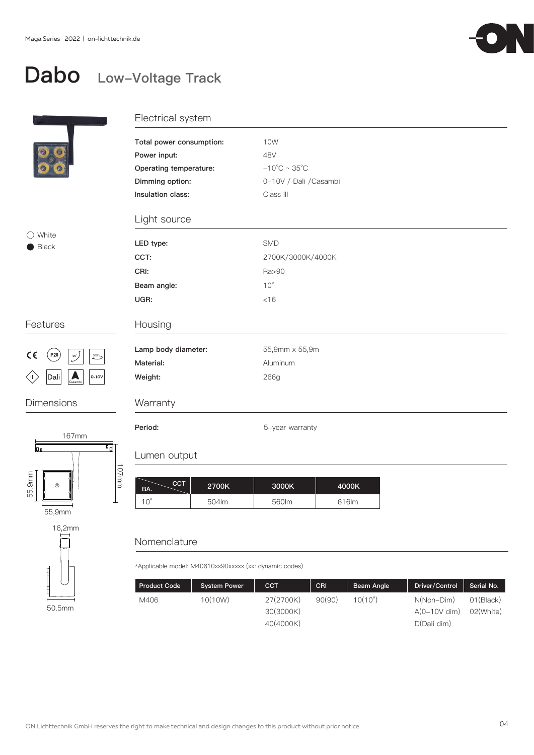# Dabo Low-Voltage Track

○ White
● Black

## Electrical system

| | |
|---|---|
| **Total power consumption:** | 10W |
| **Power input:** | 48V |
| **Operating temperature:** | −10˚C ~ 35˚C |
| **Dimming option:** | 0−10V / Dali /Casambi |
| **Insulation class:** | Class III |

## Light source

| | |
|---|---|
| **LED type:** | SMD |
| **CCT:** | 2700K/3000K/4000K |
| **CRI:** | Ra>90 |
| **Beam angle:** | 10˚ |
| **UGR:** | <16 |

## Features

CE, IP20, 90°, 355°, III, Dali, Casambi, 0-10V

## Housing

| | |
|---|---|
| **Lamp body diameter:** | 55,9mm x 55,9m |
| **Material:** | Aluminum |
| **Weight:** | 266g |

## Dimensions

167mm
107mm
55.9mm
55,9mm
16,2mm
50.5mm

## Warranty

| | |
|---|---|
| **Period:** | 5−year warranty |

## Lumen output

| BA. \ CCT | 2700K | 3000K | 4000K |
|---|---|---|---|
| 10˚ | 504lm | 560lm | 616lm |

## Nomenclature

*Applicable model: M40610xx90xxxxx (xx: dynamic codes)

| Product Code | System Power | CCT | CRI | Beam Angle | Driver/Control | Serial No. |
|---|---|---|---|---|---|---|
| M406 | 10(10W) | 27(2700K)<br>30(3000K)<br>40(4000K) | 90(90) | 10(10˚) | N(Non−Dim)<br>A(0−10V dim)<br>D(Dali dim) | 01(Black)<br>02(White) |

ON Lichttechnik GmbH reserves the right to make technical and design changes to this product without prior notice.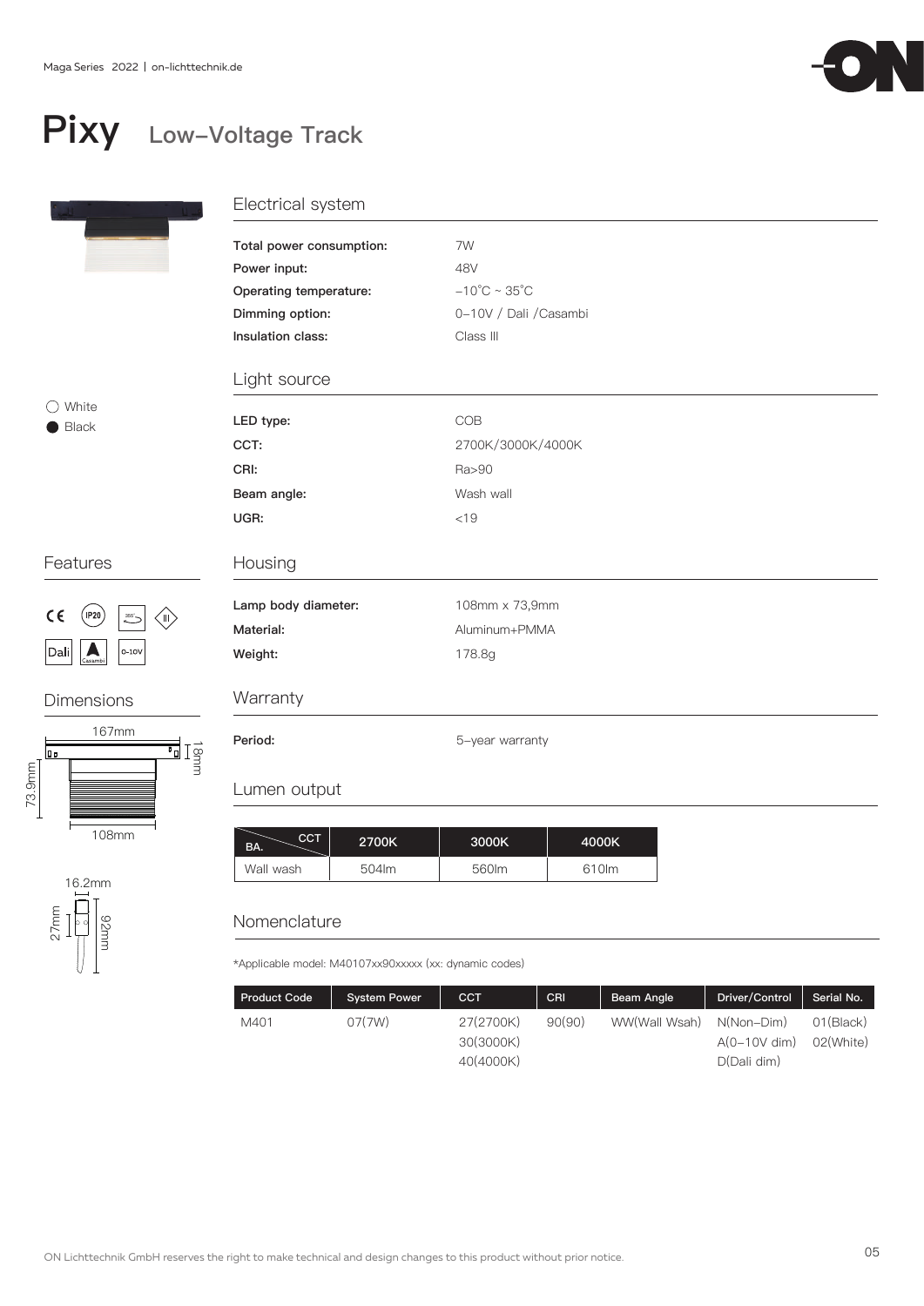# Pixy Low-Voltage Track

White
Black

## Electrical system

| | |
|---|---|
| **Total power consumption:** | 7W |
| **Power input:** | 48V |
| **Operating temperature:** | -10˚C ~ 35˚C |
| **Dimming option:** | 0-10V / Dali /Casambi |
| **Insulation class:** | Class III |

## Light source

| | |
|---|---|
| **LED type:** | COB |
| **CCT:** | 2700K/3000K/4000K |
| **CRI:** | Ra>90 |
| **Beam angle:** | Wash wall |
| **UGR:** | <19 |

## Features

CE, IP20, 355°, III, Dali, Casambi, 0-10V

## Housing

| | |
|---|---|
| **Lamp body diameter:** | 108mm x 73,9mm |
| **Material:** | Aluminum+PMMA |
| **Weight:** | 178.8g |

## Dimensions

167mm, 18mm, 73.9mm, 108mm

16.2mm, 27mm, 92mm

## Warranty

| | |
|---|---|
| **Period:** | 5-year warranty |

## Lumen output

| CCT / BA. | 2700K | 3000K | 4000K |
|---|---|---|---|
| Wall wash | 504lm | 560lm | 610lm |

## Nomenclature

*Applicable model: M40107xx90xxxxx (xx: dynamic codes)

| Product Code | System Power | CCT | CRI | Beam Angle | Driver/Control | Serial No. |
|---|---|---|---|---|---|---|
| M401 | 07(7W) | 27(2700K)<br>30(3000K)<br>40(4000K) | 90(90) | WW(Wall Wsah) | N(Non-Dim)<br>A(0-10V dim)<br>D(Dali dim) | 01(Black)<br>02(White) |

ON Lichttechnik GmbH reserves the right to make technical and design changes to this product without prior notice.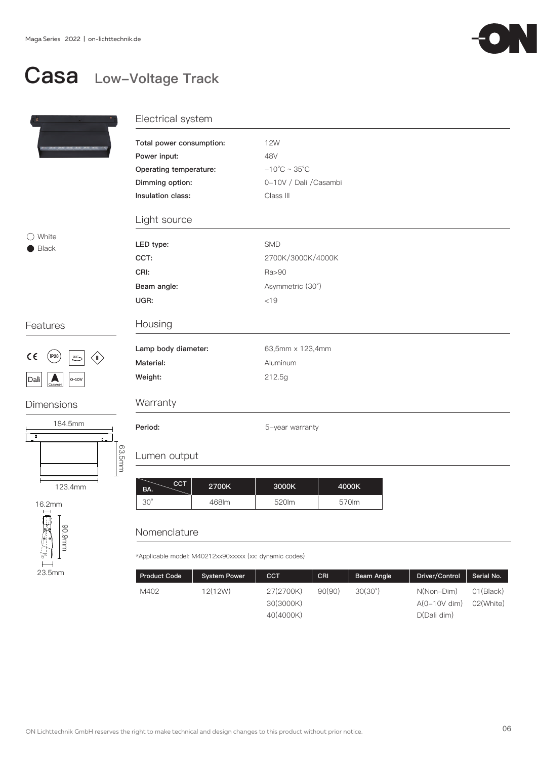# Casa Low-Voltage Track

○ White
● Black

## Electrical system

| | |
|---|---|
| **Total power consumption:** | 12W |
| **Power input:** | 48V |
| **Operating temperature:** | -10˚C ~ 35˚C |
| **Dimming option:** | 0-10V / Dali /Casambi |
| **Insulation class:** | Class III |

## Light source

| | |
|---|---|
| **LED type:** | SMD |
| **CCT:** | 2700K/3000K/4000K |
| **CRI:** | Ra>90 |
| **Beam angle:** | Asymmetric (30˚) |
| **UGR:** | <19 |

## Features

CE, IP20, 355°, III, Dali, Casambi, 0-10V

## Housing

| | |
|---|---|
| **Lamp body diameter:** | 63,5mm x 123,4mm |
| **Material:** | Aluminum |
| **Weight:** | 212.5g |

## Dimensions

184.5mm
63.5mm
123.4mm
16.2mm
90.9mm
5°
23.5mm

## Warranty

| | |
|---|---|
| **Period:** | 5-year warranty |

## Lumen output

| BA. \ CCT | 2700K | 3000K | 4000K |
|---|---|---|---|
| 30˚ | 468lm | 520lm | 570lm |

## Nomenclature

*Applicable model: M40212xx90xxxxx (xx: dynamic codes)

| Product Code | System Power | CCT | CRI | Beam Angle | Driver/Control | Serial No. |
|---|---|---|---|---|---|---|
| M402 | 12(12W) | 27(2700K)<br>30(3000K)<br>40(4000K) | 90(90) | 30(30˚) | N(Non-Dim)<br>A(0-10V dim)<br>D(Dali dim) | 01(Black)<br>02(White) |

ON Lichttechnik GmbH reserves the right to make technical and design changes to this product without prior notice.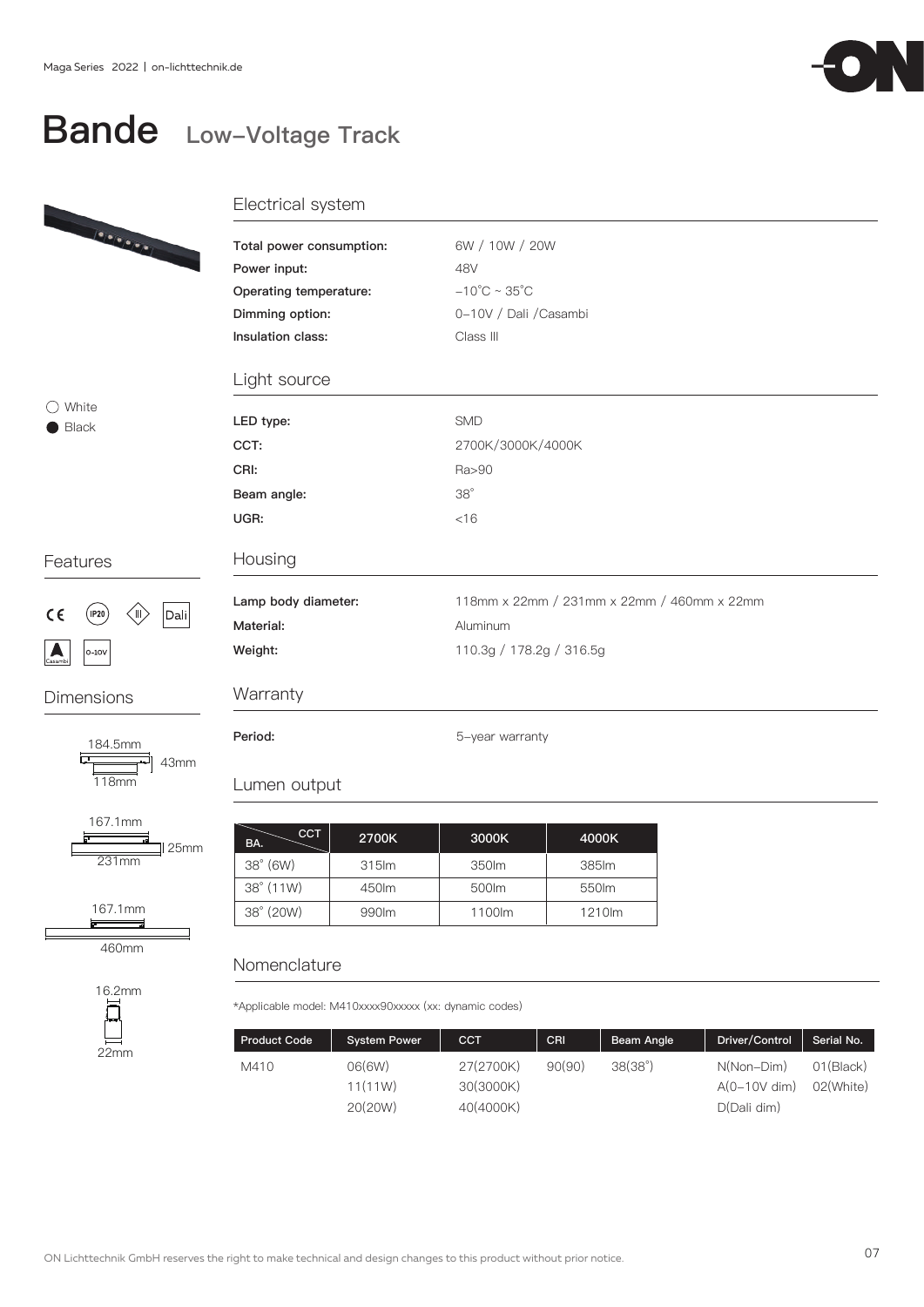# Bande Low-Voltage Track

○ White
● Black

## Features

CE IP20 III Dali Casambi 0-10V

## Dimensions

184.5mm
43mm
118mm

167.1mm
25mm
231mm

167.1mm
460mm

16.2mm
22mm

## Electrical system

| | |
|---|---|
| **Total power consumption:** | 6W / 10W / 20W |
| **Power input:** | 48V |
| **Operating temperature:** | −10°C ~ 35°C |
| **Dimming option:** | 0-10V / Dali /Casambi |
| **Insulation class:** | Class III |

## Light source

| | |
|---|---|
| **LED type:** | SMD |
| **CCT:** | 2700K/3000K/4000K |
| **CRI:** | Ra>90 |
| **Beam angle:** | 38° |
| **UGR:** | <16 |

## Housing

| | |
|---|---|
| **Lamp body diameter:** | 118mm x 22mm / 231mm x 22mm / 460mm x 22mm |
| **Material:** | Aluminum |
| **Weight:** | 110.3g / 178.2g / 316.5g |

## Warranty

| | |
|---|---|
| **Period:** | 5-year warranty |

## Lumen output

| BA. \ CCT | 2700K | 3000K | 4000K |
|---|---|---|---|
| 38° (6W) | 315lm | 350lm | 385lm |
| 38° (11W) | 450lm | 500lm | 550lm |
| 38° (20W) | 990lm | 1100lm | 1210lm |

## Nomenclature

*Applicable model: M410xxxx90xxxxx (xx: dynamic codes)

| Product Code | System Power | CCT | CRI | Beam Angle | Driver/Control | Serial No. |
|---|---|---|---|---|---|---|
| M410 | 06(6W) | 27(2700K) | 90(90) | 38(38°) | N(Non-Dim) | 01(Black) |
| | 11(11W) | 30(3000K) | | | A(0-10V dim) | 02(White) |
| | 20(20W) | 40(4000K) | | | D(Dali dim) | |

ON Lichttechnik GmbH reserves the right to make technical and design changes to this product without prior notice.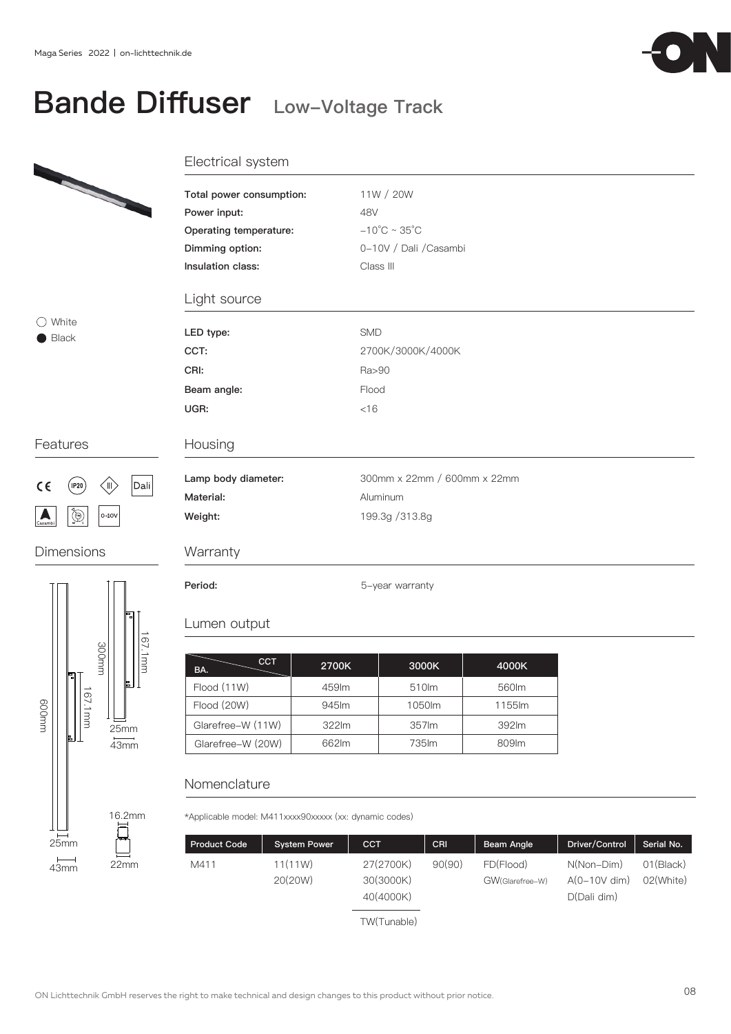# Bande Diffuser Low-Voltage Track

White
Black

## Electrical system

| | |
|---|---|
| **Total power consumption:** | 11W / 20W |
| **Power input:** | 48V |
| **Operating temperature:** | -10°C ~ 35°C |
| **Dimming option:** | 0-10V / Dali /Casambi |
| **Insulation class:** | Class III |

## Light source

| | |
|---|---|
| **LED type:** | SMD |
| **CCT:** | 2700K/3000K/4000K |
| **CRI:** | Ra>90 |
| **Beam angle:** | Flood |
| **UGR:** | <16 |

## Features

CE IP20 III Dali Casambi 0-10V

## Housing

| | |
|---|---|
| **Lamp body diameter:** | 300mm x 22mm / 600mm x 22mm |
| **Material:** | Aluminum |
| **Weight:** | 199.3g /313.8g |

## Dimensions

600mm, 167.1mm, 25mm, 43mm, 300mm, 167.1mm, 25mm, 43mm, 16.2mm, 22mm

## Warranty

| | |
|---|---|
| **Period:** | 5-year warranty |

## Lumen output

| BA. \ CCT | 2700K | 3000K | 4000K |
|---|---|---|---|
| Flood (11W) | 459lm | 510lm | 560lm |
| Flood (20W) | 945lm | 1050lm | 1155lm |
| Glarefree-W (11W) | 322lm | 357lm | 392lm |
| Glarefree-W (20W) | 662lm | 735lm | 809lm |

## Nomenclature

*Applicable model: M411xxxx90xxxxx (xx: dynamic codes)

| Product Code | System Power | CCT | CRI | Beam Angle | Driver/Control | Serial No. |
|---|---|---|---|---|---|---|
| M411 | 11(11W)<br>20(20W) | 27(2700K)<br>30(3000K)<br>40(4000K)<br>TW(Tunable) | 90(90) | FD(Flood)<br>GW(Glarefree-W) | N(Non-Dim)<br>A(0-10V dim)<br>D(Dali dim) | 01(Black)<br>02(White) |

ON Lichttechnik GmbH reserves the right to make technical and design changes to this product without prior notice.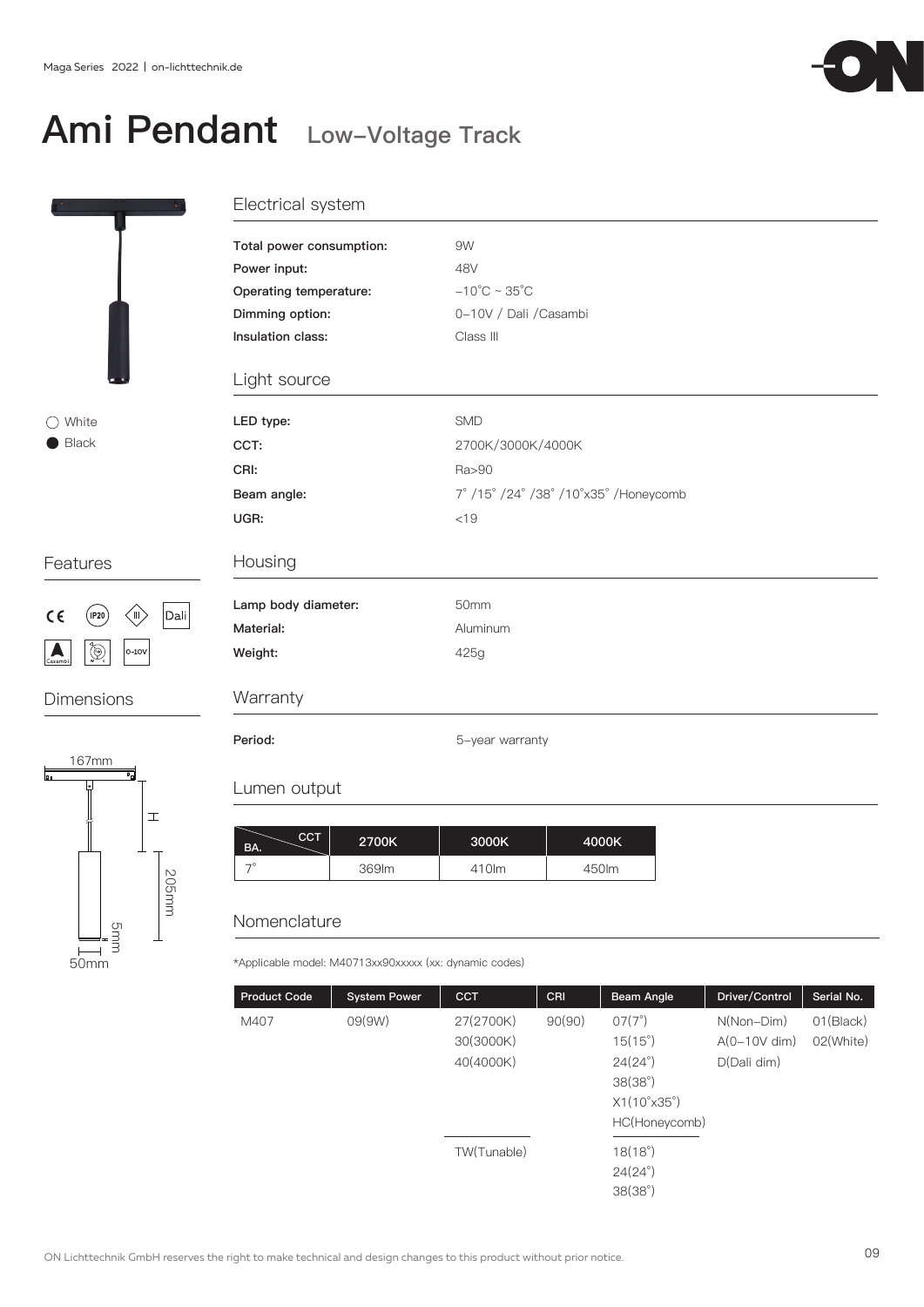# Ami Pendant Low–Voltage Track

○ White
● Black

## Features

CE IP20 III Dali Casambi 0-10V

## Dimensions

167mm
H
205mm
5mm
50mm

## Electrical system

| | |
|---|---|
| **Total power consumption:** | 9W |
| **Power input:** | 48V |
| **Operating temperature:** | −10˚C ~ 35˚C |
| **Dimming option:** | 0−10V / Dali /Casambi |
| **Insulation class:** | Class III |

## Light source

| | |
|---|---|
| **LED type:** | SMD |
| **CCT:** | 2700K/3000K/4000K |
| **CRI:** | Ra>90 |
| **Beam angle:** | 7˚ /15˚ /24˚ /38˚ /10˚x35˚ /Honeycomb |
| **UGR:** | <19 |

## Housing

| | |
|---|---|
| **Lamp body diameter:** | 50mm |
| **Material:** | Aluminum |
| **Weight:** | 425g |

## Warranty

| | |
|---|---|
| **Period:** | 5−year warranty |

## Lumen output

| BA. / CCT | 2700K | 3000K | 4000K |
|---|---|---|---|
| 7˚ | 369lm | 410lm | 450lm |

## Nomenclature

*Applicable model: M40713xx90xxxxx (xx: dynamic codes)

| Product Code | System Power | CCT | CRI | Beam Angle | Driver/Control | Serial No. |
|---|---|---|---|---|---|---|
| M407 | 09(9W) | 27(2700K)<br>30(3000K)<br>40(4000K) | 90(90) | 07(7˚)<br>15(15˚)<br>24(24˚)<br>38(38˚)<br>X1(10˚x35˚)<br>HC(Honeycomb) | N(Non−Dim)<br>A(0−10V dim)<br>D(Dali dim) | 01(Black)<br>02(White) |
| | | TW(Tunable) | | 18(18˚)<br>24(24˚)<br>38(38˚) | | |

ON Lichttechnik GmbH reserves the right to make technical and design changes to this product without prior notice.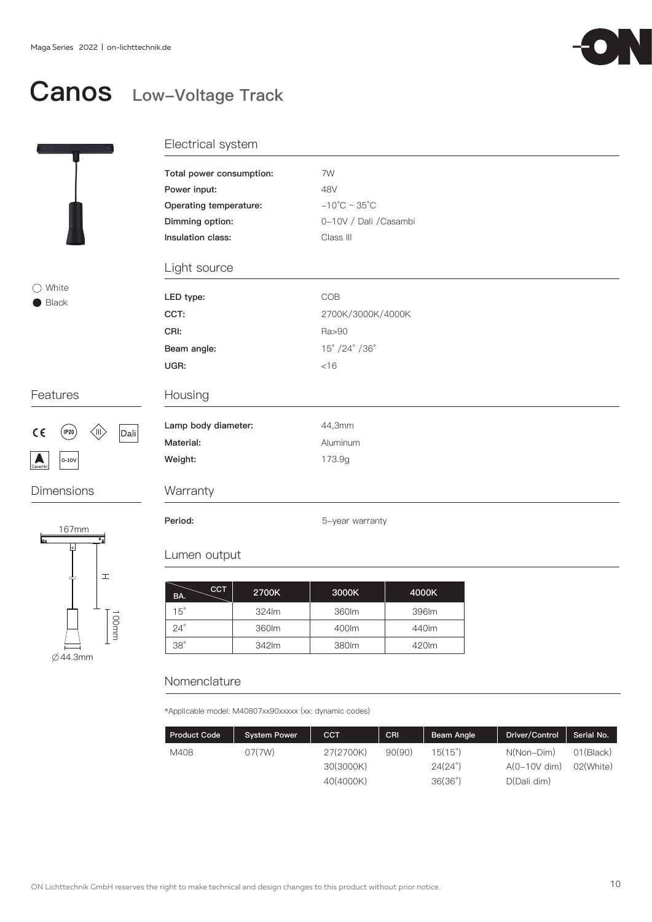# Canos Low-Voltage Track

○ White
● Black

## Features

CE · IP20 · III · Dali · Casambi · 0-10V

## Dimensions

167mm
H
100mm
Ø44.3mm

## Electrical system

| | |
|---|---|
| **Total power consumption:** | 7W |
| **Power input:** | 48V |
| **Operating temperature:** | −10°C ~ 35°C |
| **Dimming option:** | 0-10V / Dali /Casambi |
| **Insulation class:** | Class III |

## Light source

| | |
|---|---|
| **LED type:** | COB |
| **CCT:** | 2700K/3000K/4000K |
| **CRI:** | Ra>90 |
| **Beam angle:** | 15° /24° /36° |
| **UGR:** | <16 |

## Housing

| | |
|---|---|
| **Lamp body diameter:** | 44,3mm |
| **Material:** | Aluminum |
| **Weight:** | 173.9g |

## Warranty

| | |
|---|---|
| **Period:** | 5-year warranty |

## Lumen output

| BA. \ CCT | 2700K | 3000K | 4000K |
|---|---|---|---|
| 15° | 324lm | 360lm | 396lm |
| 24° | 360lm | 400lm | 440lm |
| 38° | 342lm | 380lm | 420lm |

## Nomenclature

*Applicable model: M40807xx90xxxxx (xx: dynamic codes)

| Product Code | System Power | CCT | CRI | Beam Angle | Driver/Control | Serial No. |
|---|---|---|---|---|---|---|
| M408 | 07(7W) | 27(2700K) | 90(90) | 15(15°) | N(Non-Dim) | 01(Black) |
| | | 30(3000K) | | 24(24°) | A(0-10V dim) | 02(White) |
| | | 40(4000K) | | 36(36°) | D(Dali dim) | |

ON Lichttechnik GmbH reserves the right to make technical and design changes to this product without prior notice.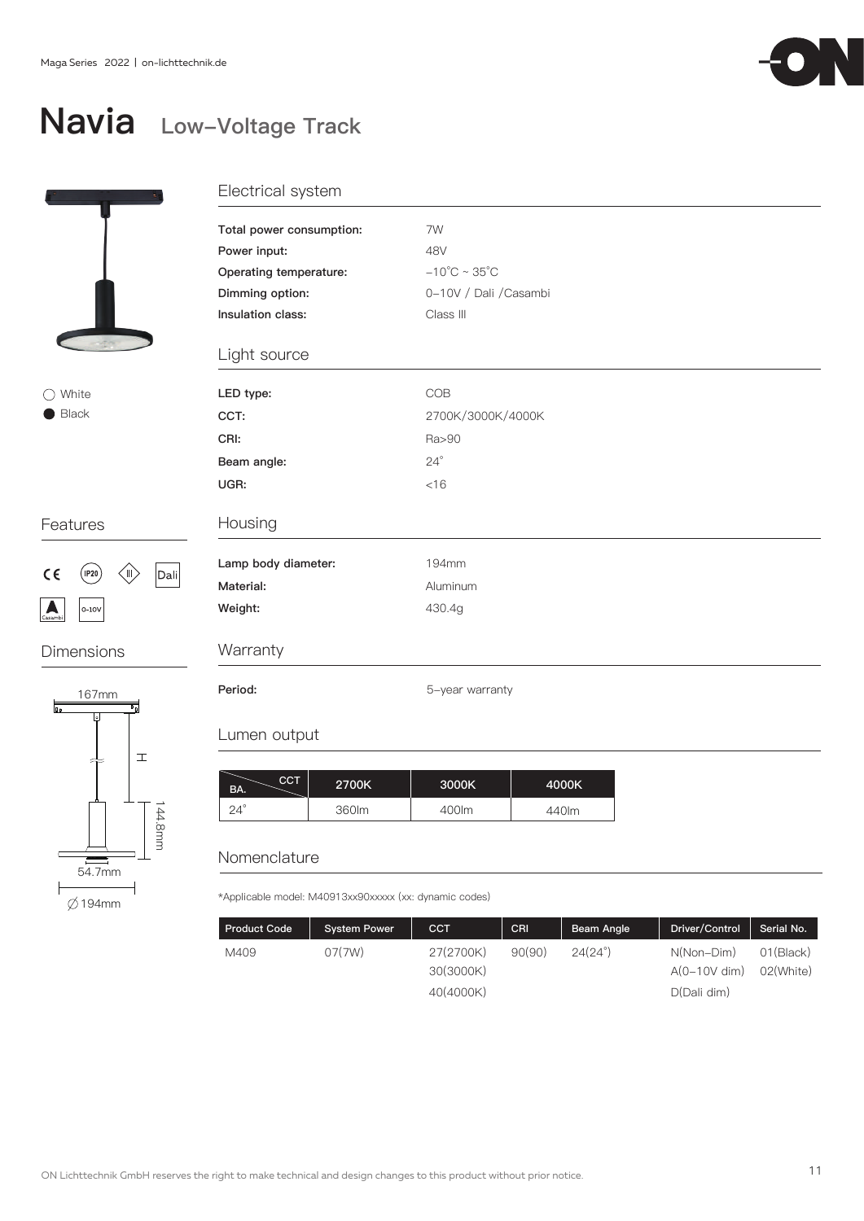# Navia Low-Voltage Track

White
Black

## Features

CE IP20 III Dali Casambi 0-10V

## Dimensions

167mm
H
144.8mm
54.7mm
∅194mm

## Electrical system

| | |
|---|---|
| **Total power consumption:** | 7W |
| **Power input:** | 48V |
| **Operating temperature:** | -10°C ~ 35°C |
| **Dimming option:** | 0-10V / Dali /Casambi |
| **Insulation class:** | Class III |

## Light source

| | |
|---|---|
| **LED type:** | COB |
| **CCT:** | 2700K/3000K/4000K |
| **CRI:** | Ra>90 |
| **Beam angle:** | 24° |
| **UGR:** | <16 |

## Housing

| | |
|---|---|
| **Lamp body diameter:** | 194mm |
| **Material:** | Aluminum |
| **Weight:** | 430.4g |

## Warranty

| | |
|---|---|
| **Period:** | 5-year warranty |

## Lumen output

| BA. \ CCT | 2700K | 3000K | 4000K |
|---|---|---|---|
| 24° | 360lm | 400lm | 440lm |

## Nomenclature

*Applicable model: M40913xx90xxxxx (xx: dynamic codes)

| Product Code | System Power | CCT | CRI | Beam Angle | Driver/Control | Serial No. |
|---|---|---|---|---|---|---|
| M409 | 07(7W) | 27(2700K)<br>30(3000K)<br>40(4000K) | 90(90) | 24(24°) | N(Non-Dim)<br>A(0-10V dim)<br>D(Dali dim) | 01(Black)<br>02(White) |

ON Lichttechnik GmbH reserves the right to make technical and design changes to this product without prior notice.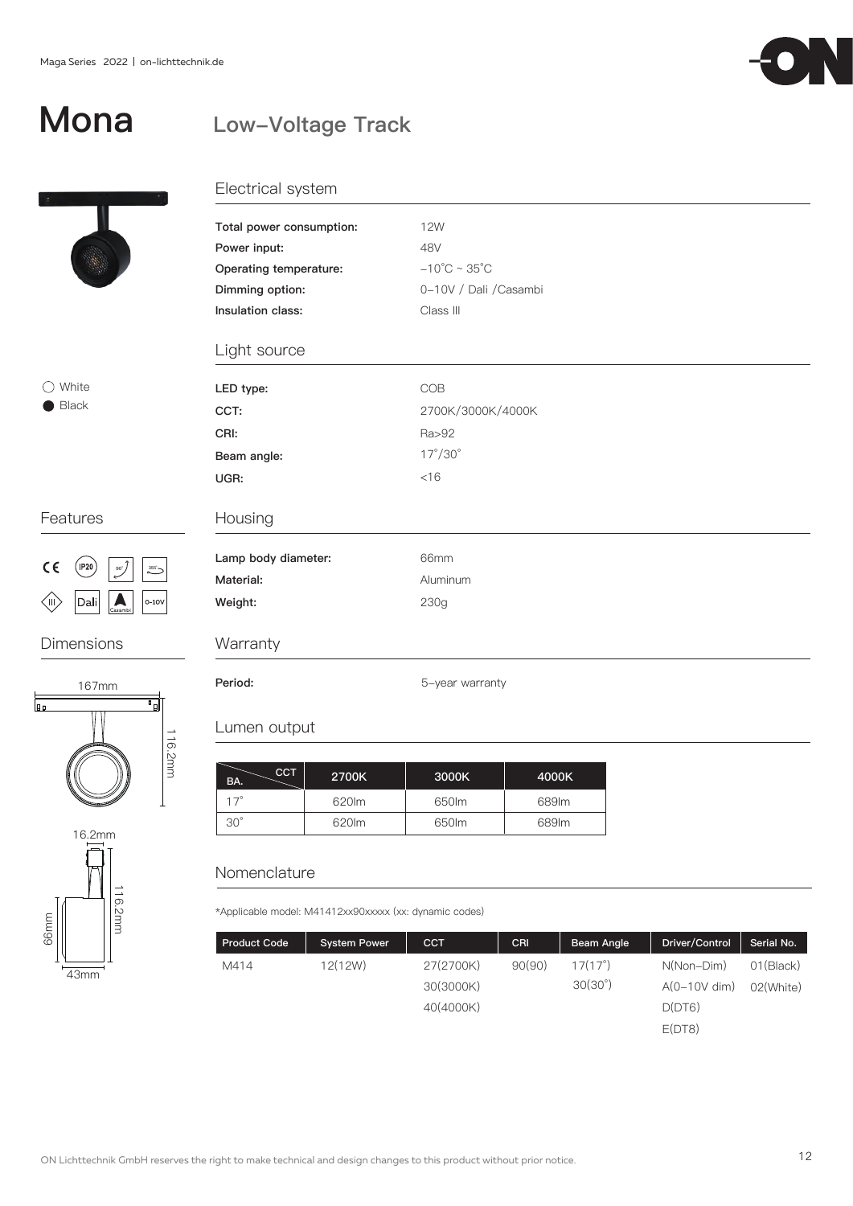# Mona

## Low-Voltage Track

○ White
● Black

### Features

CE, IP20, 90°, 355°, III, Dali, Casambi, 0-10V

### Dimensions

167mm
116.2mm
16.2mm
116.2mm
66mm
43mm

### Electrical system

| | |
|---|---|
| **Total power consumption:** | 12W |
| **Power input:** | 48V |
| **Operating temperature:** | -10˚C ~ 35˚C |
| **Dimming option:** | 0-10V / Dali /Casambi |
| **Insulation class:** | Class III |

### Light source

| | |
|---|---|
| **LED type:** | COB |
| **CCT:** | 2700K/3000K/4000K |
| **CRI:** | Ra>92 |
| **Beam angle:** | 17˚/30˚ |
| **UGR:** | <16 |

### Housing

| | |
|---|---|
| **Lamp body diameter:** | 66mm |
| **Material:** | Aluminum |
| **Weight:** | 230g |

### Warranty

| | |
|---|---|
| **Period:** | 5-year warranty |

### Lumen output

| BA. \ CCT | 2700K | 3000K | 4000K |
|---|---|---|---|
| 17˚ | 620lm | 650lm | 689lm |
| 30˚ | 620lm | 650lm | 689lm |

### Nomenclature

*Applicable model: M41412xx90xxxxx (xx: dynamic codes)

| Product Code | System Power | CCT | CRI | Beam Angle | Driver/Control | Serial No. |
|---|---|---|---|---|---|---|
| M414 | 12(12W) | 27(2700K) | 90(90) | 17(17˚) | N(Non-Dim) | 01(Black) |
| | | 30(3000K) | | 30(30˚) | A(0-10V dim) | 02(White) |
| | | 40(4000K) | | | D(DT6) | |
| | | | | | E(DT8) | |

ON Lichttechnik GmbH reserves the right to make technical and design changes to this product without prior notice.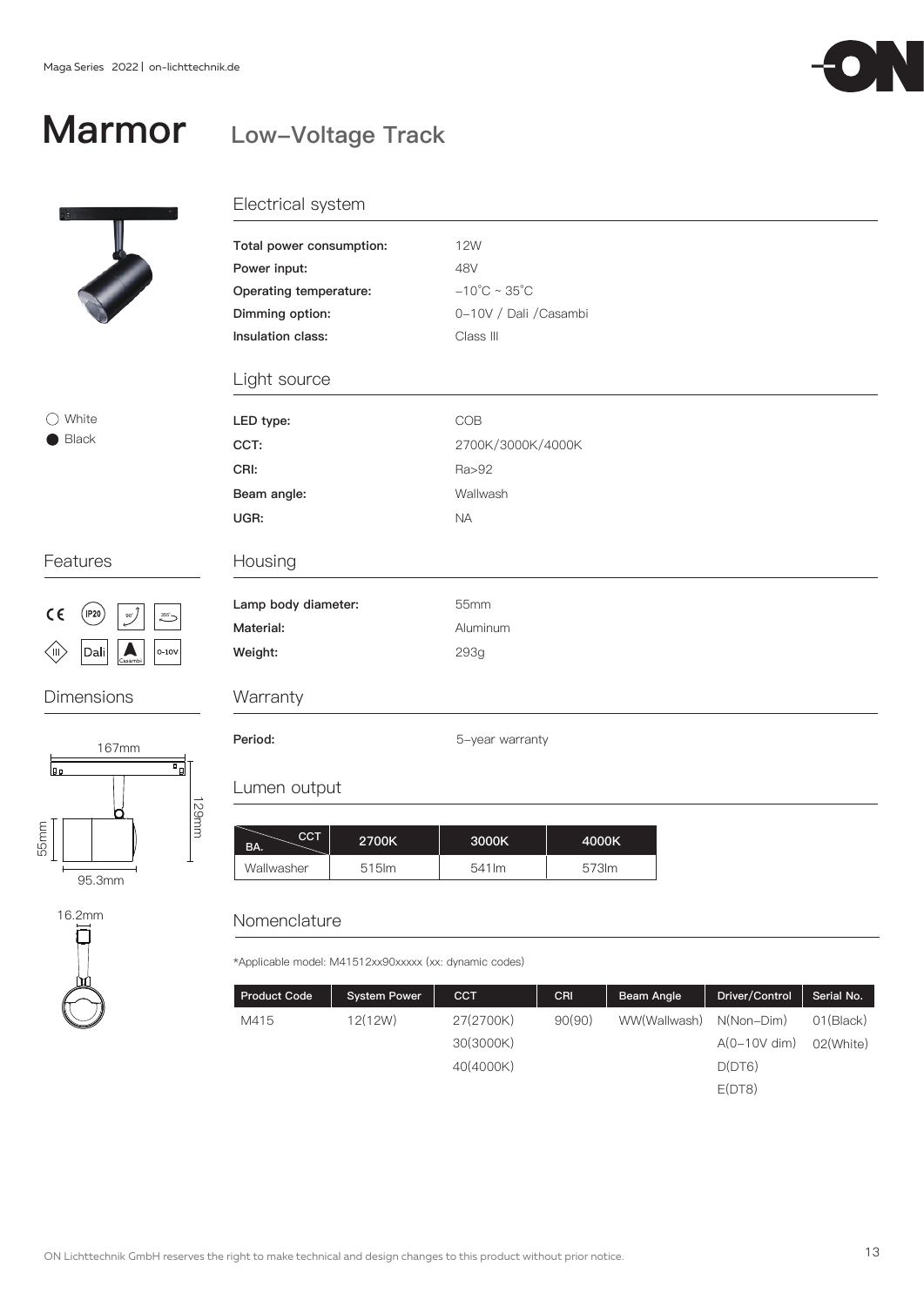# Marmor

## Low-Voltage Track

○ White
● Black

### Electrical system

| | |
|---|---|
| **Total power consumption:** | 12W |
| **Power input:** | 48V |
| **Operating temperature:** | -10°C ~ 35°C |
| **Dimming option:** | 0-10V / Dali /Casambi |
| **Insulation class:** | Class III |

### Light source

| | |
|---|---|
| **LED type:** | COB |
| **CCT:** | 2700K/3000K/4000K |
| **CRI:** | Ra>92 |
| **Beam angle:** | Wallwash |
| **UGR:** | NA |

### Features

CE, IP20, 90°, 355°, III, Dali, Casambi, 0-10V

### Housing

| | |
|---|---|
| **Lamp body diameter:** | 55mm |
| **Material:** | Aluminum |
| **Weight:** | 293g |

### Dimensions

167mm, 129mm, 55mm, 95.3mm, 16.2mm

### Warranty

| | |
|---|---|
| **Period:** | 5-year warranty |

### Lumen output

| BA. \ CCT | 2700K | 3000K | 4000K |
|---|---|---|---|
| Wallwasher | 515lm | 541lm | 573lm |

### Nomenclature

*Applicable model: M41512xx90xxxxx (xx: dynamic codes)

| Product Code | System Power | CCT | CRI | Beam Angle | Driver/Control | Serial No. |
|---|---|---|---|---|---|---|
| M415 | 12(12W) | 27(2700K) | 90(90) | WW(Wallwash) | N(Non-Dim) | 01(Black) |
| | | 30(3000K) | | | A(0-10V dim) | 02(White) |
| | | 40(4000K) | | | D(DT6) | |
| | | | | | E(DT8) | |

ON Lichttechnik GmbH reserves the right to make technical and design changes to this product without prior notice.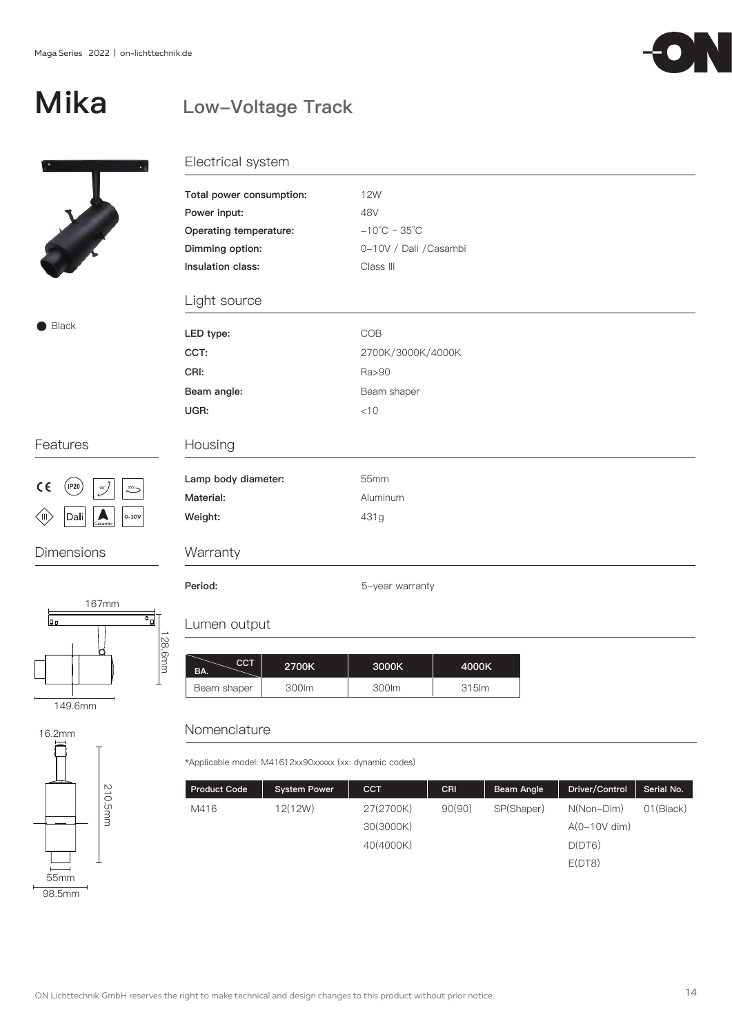# Mika

## Low-Voltage Track

● Black

### Electrical system

| | |
|---|---|
| **Total power consumption:** | 12W |
| **Power input:** | 48V |
| **Operating temperature:** | −10˚C ~ 35˚C |
| **Dimming option:** | 0-10V / Dali /Casambi |
| **Insulation class:** | Class III |

### Light source

| | |
|---|---|
| **LED type:** | COB |
| **CCT:** | 2700K/3000K/4000K |
| **CRI:** | Ra>90 |
| **Beam angle:** | Beam shaper |
| **UGR:** | <10 |

### Features

CE, IP20, 90°, 355°, III, Dali, Casambi, 0-10V

### Housing

| | |
|---|---|
| **Lamp body diameter:** | 55mm |
| **Material:** | Aluminum |
| **Weight:** | 431g |

### Dimensions

167mm, 128.6mm, 149.6mm, 16.2mm, 210.5mm, 55mm, 98.5mm

### Warranty

| | |
|---|---|
| **Period:** | 5-year warranty |

### Lumen output

| BA. \ CCT | 2700K | 3000K | 4000K |
|---|---|---|---|
| Beam shaper | 300lm | 300lm | 315lm |

### Nomenclature

*Applicable model: M41612xx90xxxxx (xx: dynamic codes)

| Product Code | System Power | CCT | CRI | Beam Angle | Driver/Control | Serial No. |
|---|---|---|---|---|---|---|
| M416 | 12(12W) | 27(2700K) | 90(90) | SP(Shaper) | N(Non-Dim) | 01(Black) |
| | | 30(3000K) | | | A(0-10V dim) | |
| | | 40(4000K) | | | D(DT6) | |
| | | | | | E(DT8) | |

ON Lichttechnik GmbH reserves the right to make technical and design changes to this product without prior notice.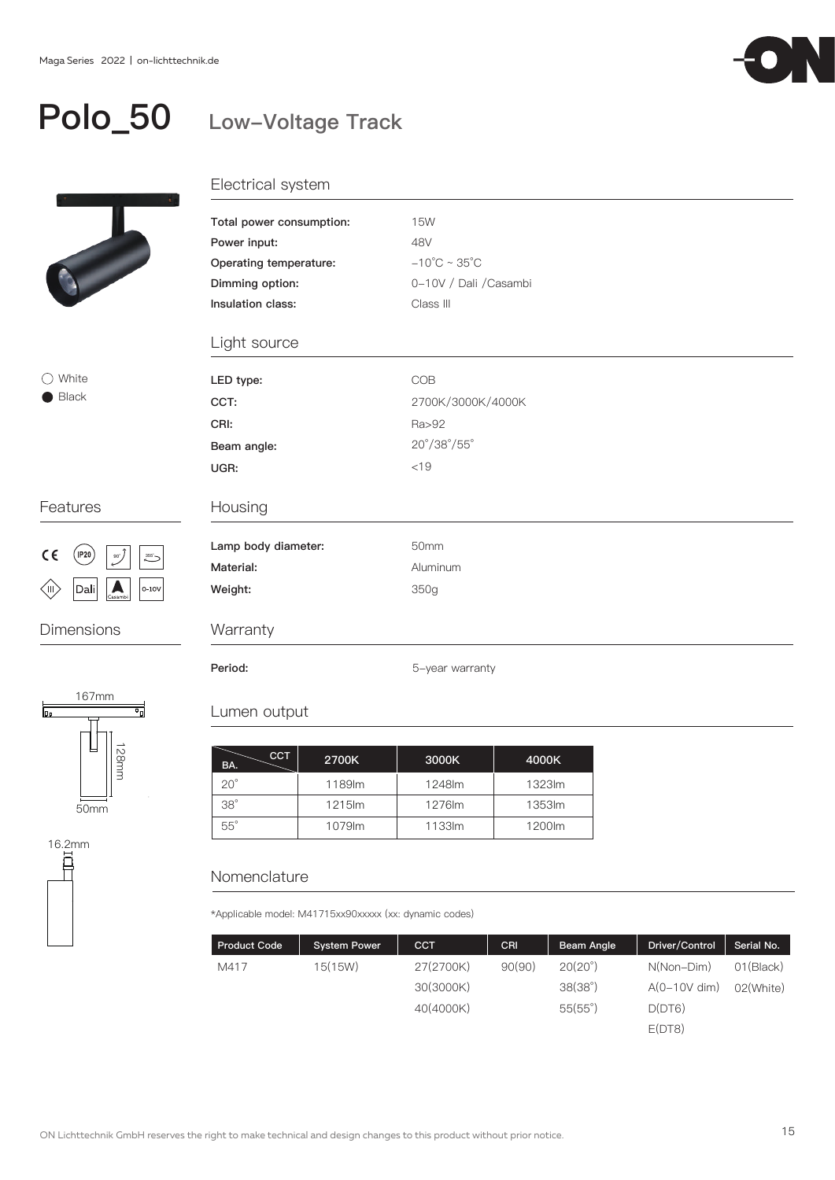# Polo_50 Low-Voltage Track

- White
- Black

## Electrical system

| | |
|---|---|
| **Total power consumption:** | 15W |
| **Power input:** | 48V |
| **Operating temperature:** | -10˚C ~ 35˚C |
| **Dimming option:** | 0-10V / Dali /Casambi |
| **Insulation class:** | Class III |

## Light source

| | |
|---|---|
| **LED type:** | COB |
| **CCT:** | 2700K/3000K/4000K |
| **CRI:** | Ra>92 |
| **Beam angle:** | 20˚/38˚/55˚ |
| **UGR:** | <19 |

## Features

CE, IP20, 90˚, 355˚, III, Dali, Casambi, 0-10V

## Housing

| | |
|---|---|
| **Lamp body diameter:** | 50mm |
| **Material:** | Aluminum |
| **Weight:** | 350g |

## Dimensions

167mm, 128mm, 50mm, 16.2mm

## Warranty

| | |
|---|---|
| **Period:** | 5-year warranty |

## Lumen output

| BA. \ CCT | 2700K | 3000K | 4000K |
|---|---|---|---|
| 20˚ | 1189lm | 1248lm | 1323lm |
| 38˚ | 1215lm | 1276lm | 1353lm |
| 55˚ | 1079lm | 1133lm | 1200lm |

## Nomenclature

*Applicable model: M41715xx90xxxxx (xx: dynamic codes)

| Product Code | System Power | CCT | CRI | Beam Angle | Driver/Control | Serial No. |
|---|---|---|---|---|---|---|
| M417 | 15(15W) | 27(2700K) | 90(90) | 20(20˚) | N(Non-Dim) | 01(Black) |
| | | 30(3000K) | | 38(38˚) | A(0-10V dim) | 02(White) |
| | | 40(4000K) | | 55(55˚) | D(DT6) | |
| | | | | | E(DT8) | |

ON Lichttechnik GmbH reserves the right to make technical and design changes to this product without prior notice.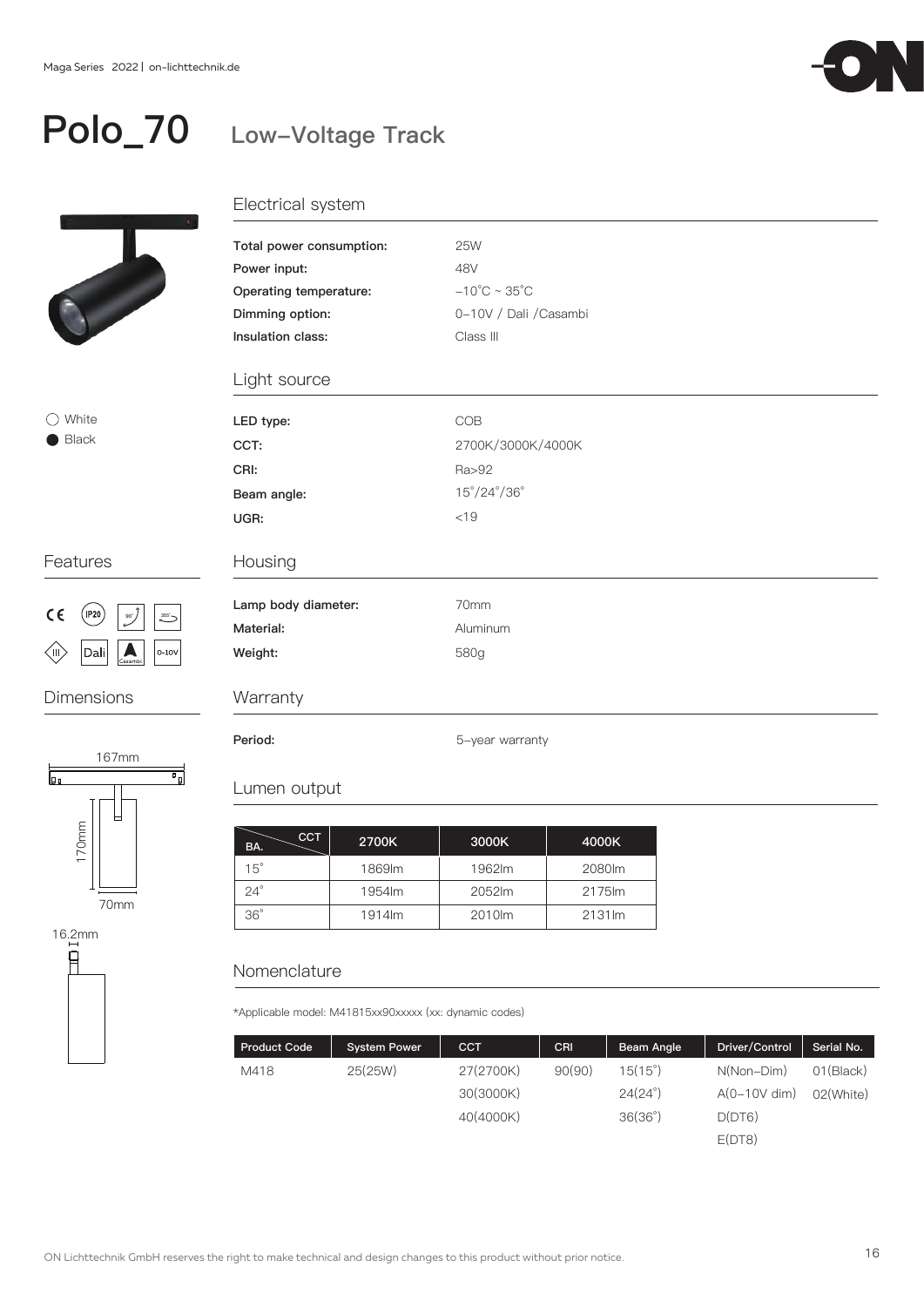# Polo_70 Low–Voltage Track

○ White
● Black

## Electrical system

| | |
|---|---|
| **Total power consumption:** | 25W |
| **Power input:** | 48V |
| **Operating temperature:** | –10˚C ~ 35˚C |
| **Dimming option:** | 0–10V / Dali /Casambi |
| **Insulation class:** | Class III |

## Light source

| | |
|---|---|
| **LED type:** | COB |
| **CCT:** | 2700K/3000K/4000K |
| **CRI:** | Ra>92 |
| **Beam angle:** | 15˚/24˚/36˚ |
| **UGR:** | <19 |

## Features

CE, IP20, 90°, 355°, III, Dali, Casambi, 0-10V

## Housing

| | |
|---|---|
| **Lamp body diameter:** | 70mm |
| **Material:** | Aluminum |
| **Weight:** | 580g |

## Dimensions

167mm
170mm
70mm
16.2mm

## Warranty

| | |
|---|---|
| **Period:** | 5–year warranty |

## Lumen output

| BA. \ CCT | 2700K | 3000K | 4000K |
|---|---|---|---|
| 15˚ | 1869lm | 1962lm | 2080lm |
| 24˚ | 1954lm | 2052lm | 2175lm |
| 36˚ | 1914lm | 2010lm | 2131lm |

## Nomenclature

*Applicable model: M41815xx90xxxxx (xx: dynamic codes)

| Product Code | System Power | CCT | CRI | Beam Angle | Driver/Control | Serial No. |
|---|---|---|---|---|---|---|
| M418 | 25(25W) | 27(2700K) | 90(90) | 15(15˚) | N(Non–Dim) | 01(Black) |
| | | 30(3000K) | | 24(24˚) | A(0–10V dim) | 02(White) |
| | | 40(4000K) | | 36(36˚) | D(DT6) | |
| | | | | | E(DT8) | |

ON Lichttechnik GmbH reserves the right to make technical and design changes to this product without prior notice.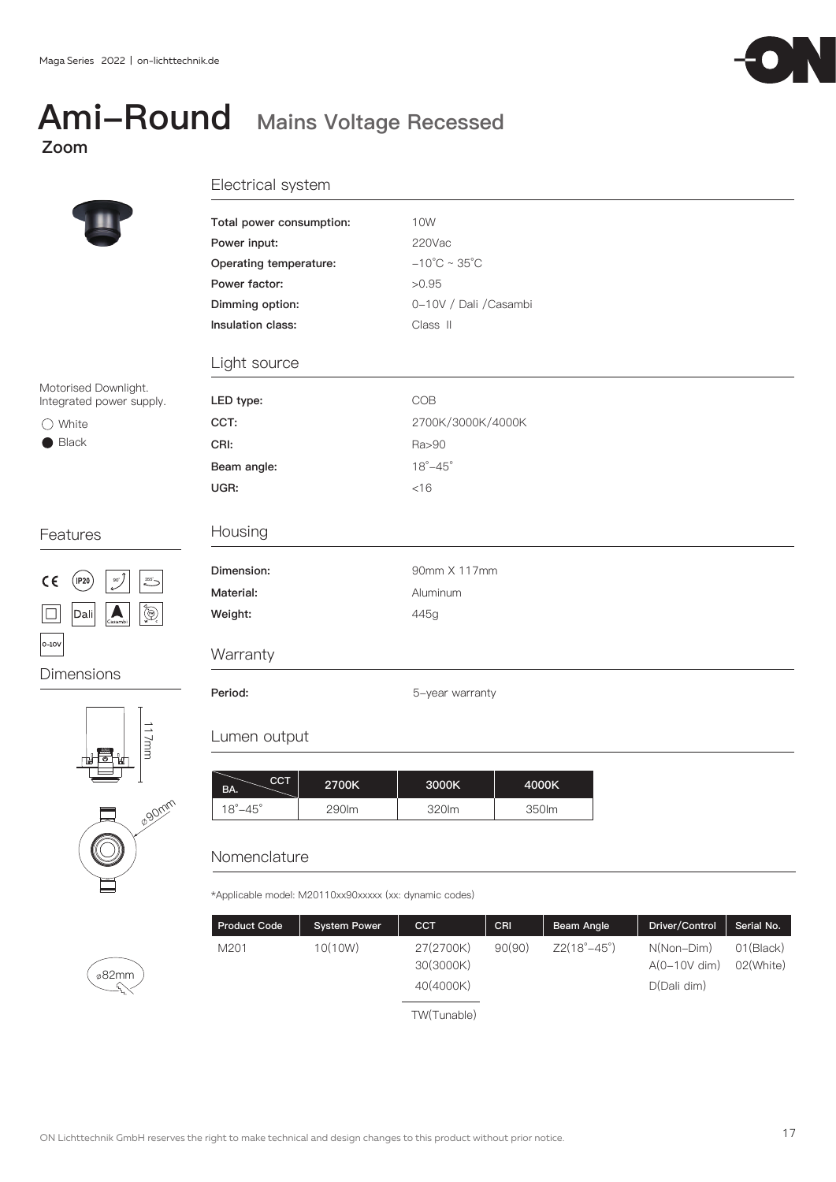# Ami–Round Mains Voltage Recessed

**Zoom**

Motorised Downlight.
Integrated power supply.

○ White
● Black

## Electrical system

| | |
|---|---|
| **Total power consumption:** | 10W |
| **Power input:** | 220Vac |
| **Operating temperature:** | –10˚C ~ 35˚C |
| **Power factor:** | >0.95 |
| **Dimming option:** | 0–10V / Dali /Casambi |
| **Insulation class:** | Class II |

## Light source

| | |
|---|---|
| **LED type:** | COB |
| **CCT:** | 2700K/3000K/4000K |
| **CRI:** | Ra>90 |
| **Beam angle:** | 18˚–45˚ |
| **UGR:** | <16 |

## Features

CE IP20 90° 355° Dali Casambi 0-10V

## Housing

| | |
|---|---|
| **Dimension:** | 90mm X 117mm |
| **Material:** | Aluminum |
| **Weight:** | 445g |

## Dimensions

117mm
⌀90mm
⌀82mm

## Warranty

| | |
|---|---|
| **Period:** | 5–year warranty |

## Lumen output

| BA. \ CCT | 2700K | 3000K | 4000K |
|---|---|---|---|
| 18˚–45˚ | 290lm | 320lm | 350lm |

## Nomenclature

*Applicable model: M20110xx90xxxxx (xx: dynamic codes)

| Product Code | System Power | CCT | CRI | Beam Angle | Driver/Control | Serial No. |
|---|---|---|---|---|---|---|
| M201 | 10(10W) | 27(2700K)<br>30(3000K)<br>40(4000K)<br>TW(Tunable) | 90(90) | Z2(18˚–45˚) | N(Non–Dim)<br>A(0–10V dim)<br>D(Dali dim) | 01(Black)<br>02(White) |

ON Lichttechnik GmbH reserves the right to make technical and design changes to this product without prior notice.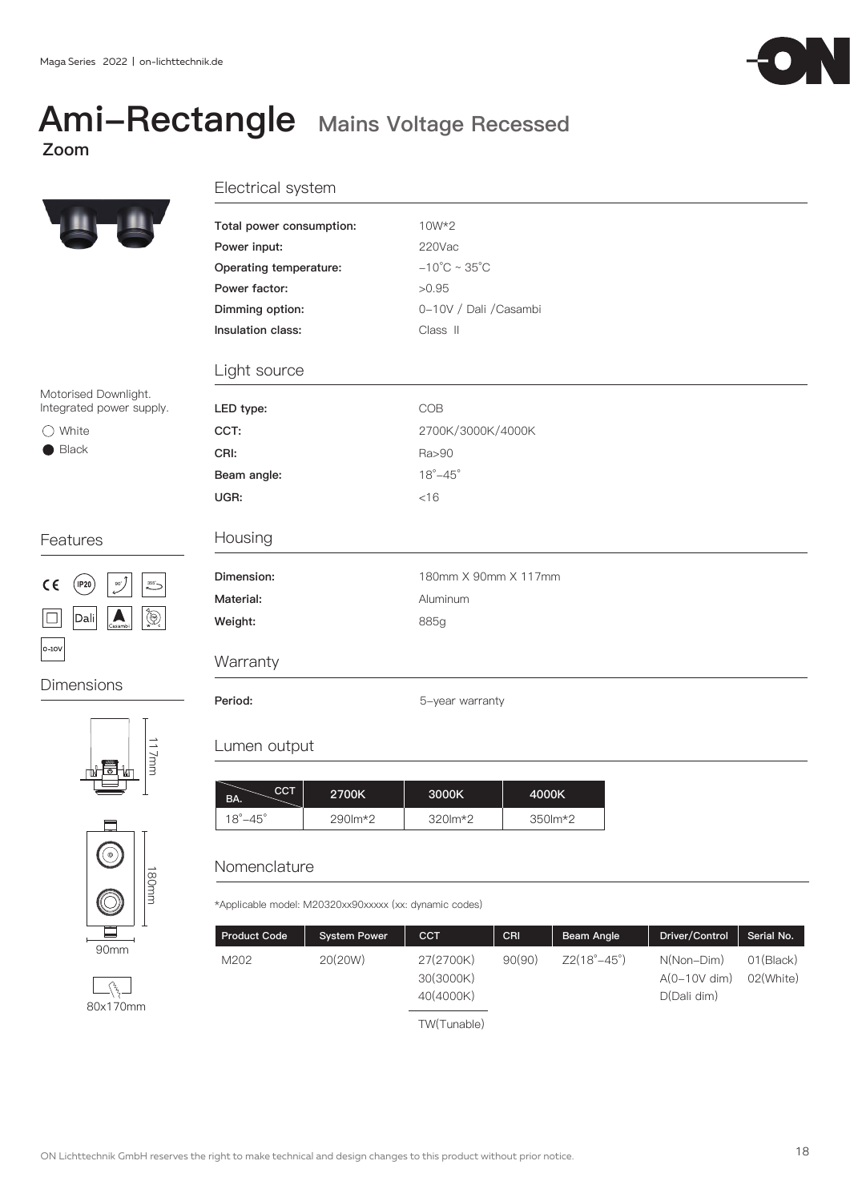# Ami–Rectangle Mains Voltage Recessed

**Zoom**

Motorised Downlight.
Integrated power supply.

- ○ White
- ● Black

## Features

CE, IP20, Dali, Casambi, 0-10V

## Dimensions

117mm

180mm

90mm

80x170mm

## Electrical system

| | |
|---|---|
| **Total power consumption:** | 10W*2 |
| **Power input:** | 220Vac |
| **Operating temperature:** | −10˚C ~ 35˚C |
| **Power factor:** | >0.95 |
| **Dimming option:** | 0–10V / Dali /Casambi |
| **Insulation class:** | Class Ⅱ |

## Light source

| | |
|---|---|
| **LED type:** | COB |
| **CCT:** | 2700K/3000K/4000K |
| **CRI:** | Ra>90 |
| **Beam angle:** | 18˚–45˚ |
| **UGR:** | <16 |

## Housing

| | |
|---|---|
| **Dimension:** | 180mm X 90mm X 117mm |
| **Material:** | Aluminum |
| **Weight:** | 885g |

## Warranty

| | |
|---|---|
| **Period:** | 5–year warranty |

## Lumen output

| BA. \ CCT | 2700K | 3000K | 4000K |
|---|---|---|---|
| 18˚–45˚ | 290lm*2 | 320lm*2 | 350lm*2 |

## Nomenclature

*Applicable model: M20320xx90xxxxx (xx: dynamic codes)

| Product Code | System Power | CCT | CRI | Beam Angle | Driver/Control | Serial No. |
|---|---|---|---|---|---|---|
| M202 | 20(20W) | 27(2700K)<br>30(3000K)<br>40(4000K) | 90(90) | Z2(18˚–45˚) | N(Non–Dim)<br>A(0–10V dim)<br>D(Dali dim) | 01(Black)<br>02(White) |
| | | TW(Tunable) | | | | |

ON Lichttechnik GmbH reserves the right to make technical and design changes to this product without prior notice.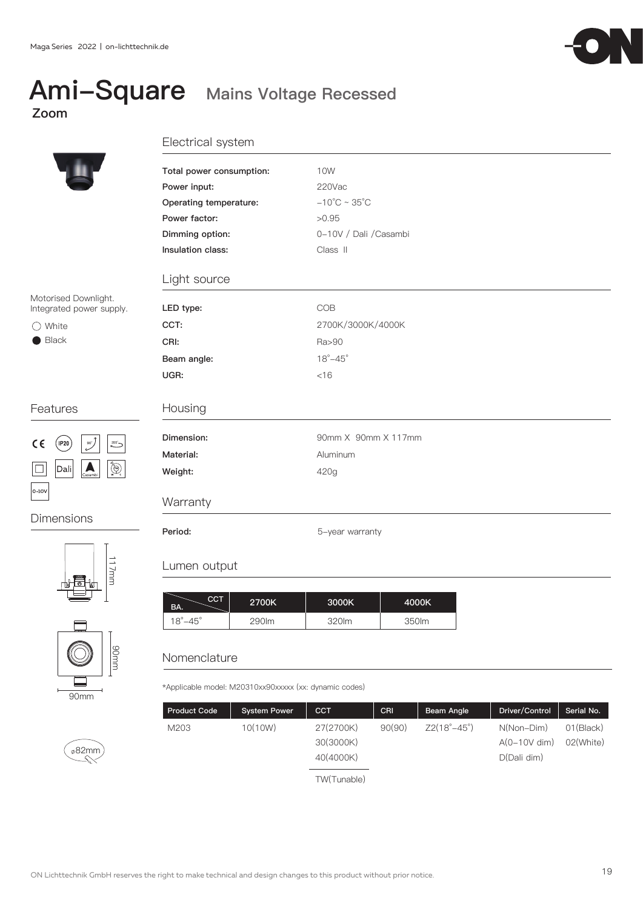# Ami-Square Mains Voltage Recessed

## Zoom

Motorised Downlight.
Integrated power supply.

- ○ White
- ● Black

### Features

CE, IP20, Dali, Casambi, 0-10V

### Dimensions

117mm

90mm

90mm

⌀82mm

### Electrical system

| | |
|---|---|
| **Total power consumption:** | 10W |
| **Power input:** | 220Vac |
| **Operating temperature:** | -10°C ~ 35°C |
| **Power factor:** | >0.95 |
| **Dimming option:** | 0-10V / Dali /Casambi |
| **Insulation class:** | Class II |

### Light source

| | |
|---|---|
| **LED type:** | COB |
| **CCT:** | 2700K/3000K/4000K |
| **CRI:** | Ra>90 |
| **Beam angle:** | 18°-45° |
| **UGR:** | <16 |

### Housing

| | |
|---|---|
| **Dimension:** | 90mm X 90mm X 117mm |
| **Material:** | Aluminum |
| **Weight:** | 420g |

### Warranty

| | |
|---|---|
| **Period:** | 5-year warranty |

### Lumen output

| BA. \ CCT | 2700K | 3000K | 4000K |
|---|---|---|---|
| 18°-45° | 290lm | 320lm | 350lm |

### Nomenclature

*Applicable model: M20310xx90xxxxx (xx: dynamic codes)

| Product Code | System Power | CCT | CRI | Beam Angle | Driver/Control | Serial No. |
|---|---|---|---|---|---|---|
| M203 | 10(10W) | 27(2700K)<br>30(3000K)<br>40(4000K)<br>TW(Tunable) | 90(90) | Z2(18°-45°) | N(Non-Dim)<br>A(0-10V dim)<br>D(Dali dim) | 01(Black)<br>02(White) |

ON Lichttechnik GmbH reserves the right to make technical and design changes to this product without prior notice.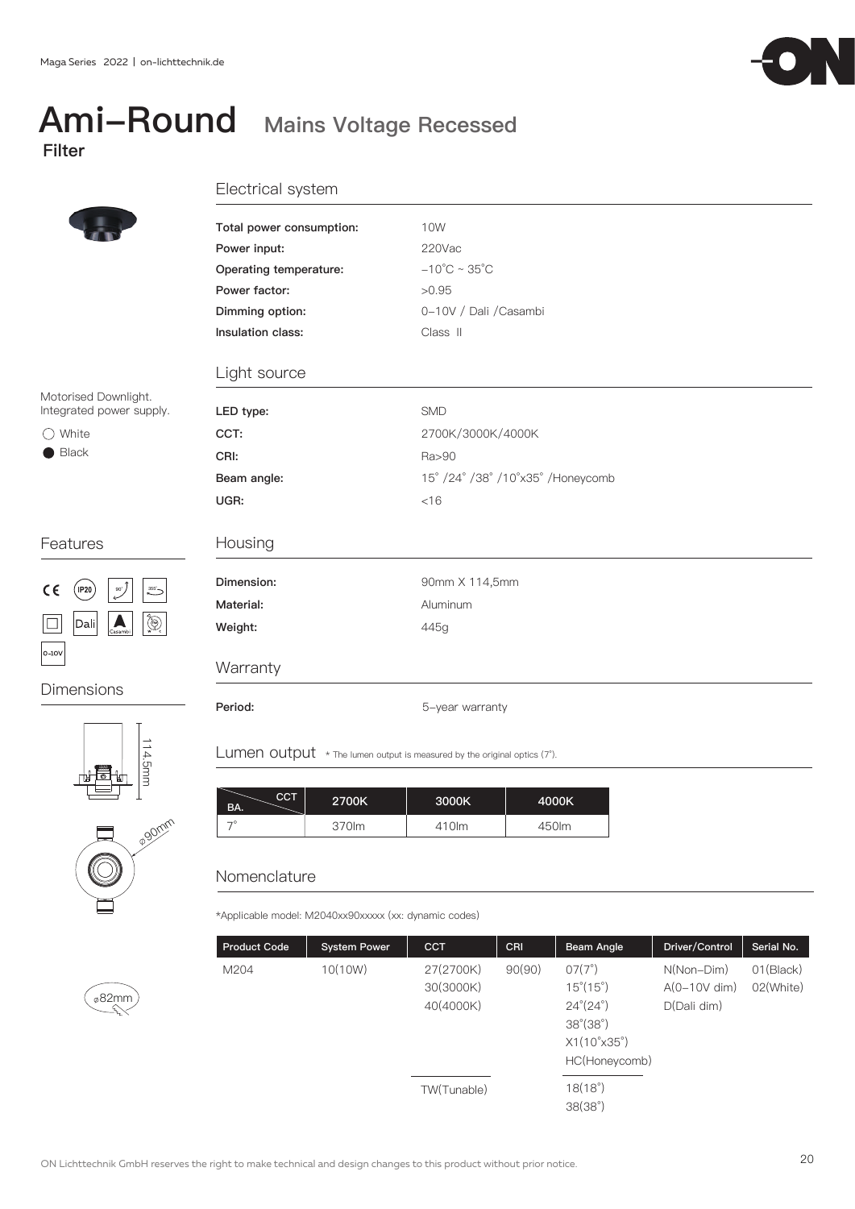# Ami-Round Mains Voltage Recessed

**Filter**

Motorised Downlight.
Integrated power supply.

○ White
● Black

## Features

CE IP20 90° 355° Dali Casambi 0-10V

## Dimensions

114.5mm
⌀90mm
⌀82mm

## Electrical system

| | |
|---|---|
| **Total power consumption:** | 10W |
| **Power input:** | 220Vac |
| **Operating temperature:** | -10°C ~ 35°C |
| **Power factor:** | >0.95 |
| **Dimming option:** | 0-10V / Dali /Casambi |
| **Insulation class:** | Class II |

## Light source

| | |
|---|---|
| **LED type:** | SMD |
| **CCT:** | 2700K/3000K/4000K |
| **CRI:** | Ra>90 |
| **Beam angle:** | 15° /24° /38° /10°x35° /Honeycomb |
| **UGR:** | <16 |

## Housing

| | |
|---|---|
| **Dimension:** | 90mm X 114,5mm |
| **Material:** | Aluminum |
| **Weight:** | 445g |

## Warranty

| | |
|---|---|
| **Period:** | 5-year warranty |

## Lumen output

* The lumen output is measured by the original optics (7°).

| BA. \ CCT | 2700K | 3000K | 4000K |
|---|---|---|---|
| 7° | 370lm | 410lm | 450lm |

## Nomenclature

*Applicable model: M2040xx90xxxxx (xx: dynamic codes)

| Product Code | System Power | CCT | CRI | Beam Angle | Driver/Control | Serial No. |
|---|---|---|---|---|---|---|
| M204 | 10(10W) | 27(2700K)<br>30(3000K)<br>40(4000K) | 90(90) | 07(7°)<br>15°(15°)<br>24°(24°)<br>38°(38°)<br>X1(10°x35°)<br>HC(Honeycomb) | N(Non-Dim)<br>A(0-10V dim)<br>D(Dali dim) | 01(Black)<br>02(White) |
| | | TW(Tunable) | | 18(18°)<br>38(38°) | | |

ON Lichttechnik GmbH reserves the right to make technical and design changes to this product without prior notice.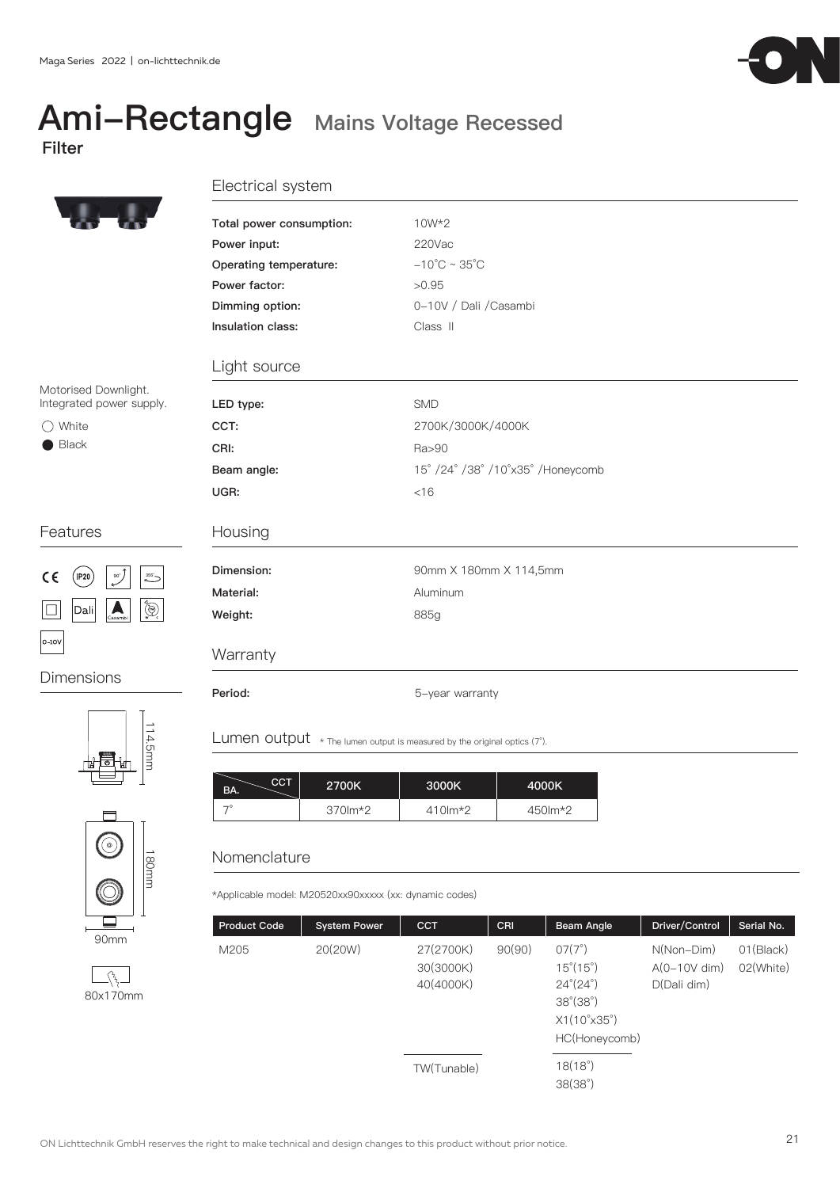# Ami–Rectangle Mains Voltage Recessed

**Filter**

Motorised Downlight.
Integrated power supply.

- ○ White
- ● Black

## Features

CE, IP20, 90°, 355°, Class II, Dali, Casambi, 0-10V

## Dimensions

114.5mm

180mm

90mm

80x170mm

## Electrical system

| | |
|---|---|
| **Total power consumption:** | 10W*2 |
| **Power input:** | 220Vac |
| **Operating temperature:** | –10°C ~ 35°C |
| **Power factor:** | >0.95 |
| **Dimming option:** | 0–10V / Dali /Casambi |
| **Insulation class:** | Class II |

## Light source

| | |
|---|---|
| **LED type:** | SMD |
| **CCT:** | 2700K/3000K/4000K |
| **CRI:** | Ra>90 |
| **Beam angle:** | 15° /24° /38° /10°x35° /Honeycomb |
| **UGR:** | <16 |

## Housing

| | |
|---|---|
| **Dimension:** | 90mm X 180mm X 114,5mm |
| **Material:** | Aluminum |
| **Weight:** | 885g |

## Warranty

| | |
|---|---|
| **Period:** | 5-year warranty |

## Lumen output

* The lumen output is measured by the original optics (7°).

| BA. \ CCT | 2700K | 3000K | 4000K |
|---|---|---|---|
| 7° | 370lm*2 | 410lm*2 | 450lm*2 |

## Nomenclature

*Applicable model: M20520xx90xxxxx (xx: dynamic codes)

| Product Code | System Power | CCT | CRI | Beam Angle | Driver/Control | Serial No. |
|---|---|---|---|---|---|---|
| M205 | 20(20W) | 27(2700K)<br>30(3000K)<br>40(4000K) | 90(90) | 07(7°)<br>15°(15°)<br>24°(24°)<br>38°(38°)<br>X1(10°x35°)<br>HC(Honeycomb) | N(Non–Dim)<br>A(0–10V dim)<br>D(Dali dim) | 01(Black)<br>02(White) |
| | | TW(Tunable) | | 18(18°)<br>38(38°) | | |

ON Lichttechnik GmbH reserves the right to make technical and design changes to this product without prior notice.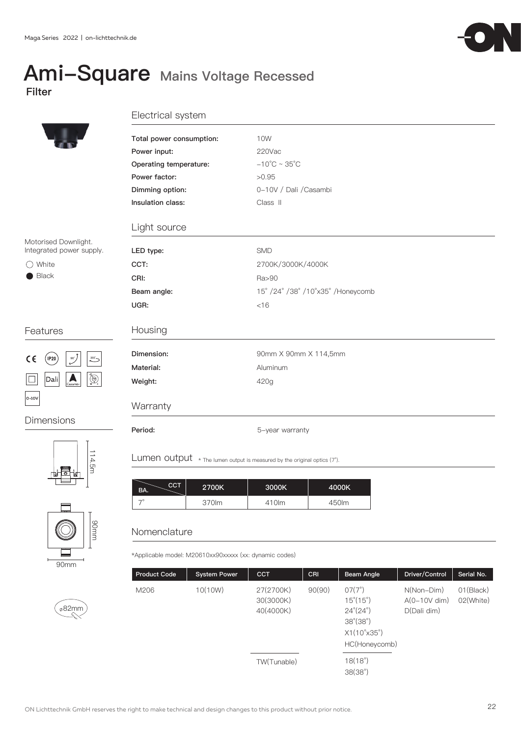# Ami-Square Mains Voltage Recessed

**Filter**

Motorised Downlight.
Integrated power supply.

- ○ White
- ● Black

## Features

CE, IP20, 90°, 355°, Class II, Dali, Casambi, 0-10V

## Dimensions

114.5m

90mm

90mm

⌀82mm

## Electrical system

| | |
|---|---|
| **Total power consumption:** | 10W |
| **Power input:** | 220Vac |
| **Operating temperature:** | -10˚C ~ 35˚C |
| **Power factor:** | >0.95 |
| **Dimming option:** | 0-10V / Dali /Casambi |
| **Insulation class:** | Class II |

## Light source

| | |
|---|---|
| **LED type:** | SMD |
| **CCT:** | 2700K/3000K/4000K |
| **CRI:** | Ra>90 |
| **Beam angle:** | 15˚ /24˚ /38˚ /10˚x35˚ /Honeycomb |
| **UGR:** | <16 |

## Housing

| | |
|---|---|
| **Dimension:** | 90mm X 90mm X 114,5mm |
| **Material:** | Aluminum |
| **Weight:** | 420g |

## Warranty

| | |
|---|---|
| **Period:** | 5-year warranty |

## Lumen output

* The lumen output is measured by the original optics (7˚).

| BA. \ CCT | 2700K | 3000K | 4000K |
|---|---|---|---|
| 7˚ | 370lm | 410lm | 450lm |

## Nomenclature

*Applicable model: M20610xx90xxxxx (xx: dynamic codes)

| Product Code | System Power | CCT | CRI | Beam Angle | Driver/Control | Serial No. |
|---|---|---|---|---|---|---|
| M206 | 10(10W) | 27(2700K)<br>30(3000K)<br>40(4000K) | 90(90) | 07(7˚)<br>15˚(15˚)<br>24˚(24˚)<br>38˚(38˚)<br>X1(10˚x35˚)<br>HC(Honeycomb) | N(Non-Dim)<br>A(0-10V dim)<br>D(Dali dim) | 01(Black)<br>02(White) |
| | | TW(Tunable) | | 18(18˚)<br>38(38˚) | | |

ON Lichttechnik GmbH reserves the right to make technical and design changes to this product without prior notice.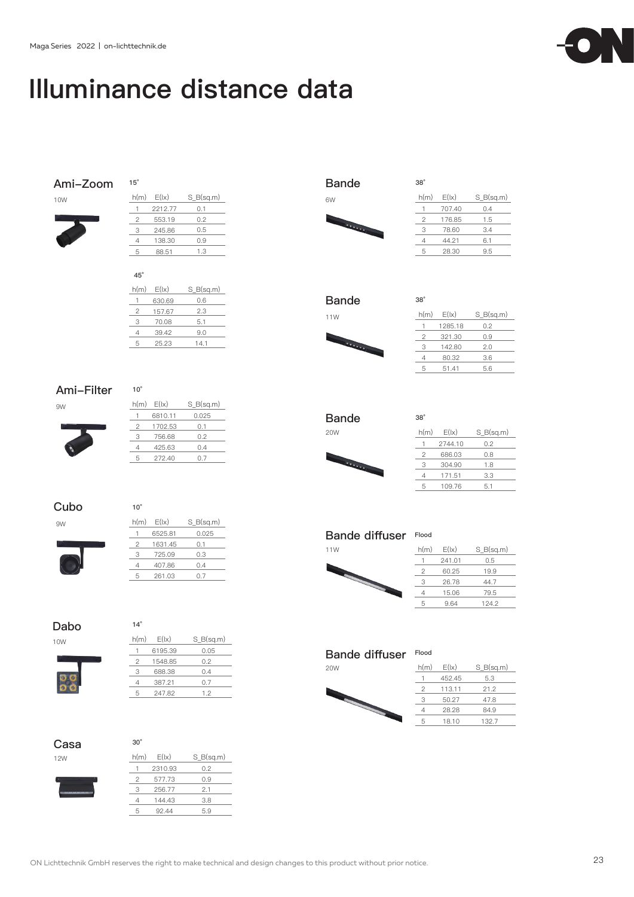# Illuminance distance data

## Ami-Zoom

10W

15°

| h(m) | E(lx) | S_B(sq.m) |
|---|---|---|
| 1 | 2212.77 | 0.1 |
| 2 | 553.19 | 0.2 |
| 3 | 245.86 | 0.5 |
| 4 | 138.30 | 0.9 |
| 5 | 88.51 | 1.3 |

45°

| h(m) | E(lx) | S_B(sq.m) |
|---|---|---|
| 1 | 630.69 | 0.6 |
| 2 | 157.67 | 2.3 |
| 3 | 70.08 | 5.1 |
| 4 | 39.42 | 9.0 |
| 5 | 25.23 | 14.1 |

## Ami-Filter

9W

10°

| h(m) | E(lx) | S_B(sq.m) |
|---|---|---|
| 1 | 6810.11 | 0.025 |
| 2 | 1702.53 | 0.1 |
| 3 | 756.68 | 0.2 |
| 4 | 425.63 | 0.4 |
| 5 | 272.40 | 0.7 |

## Cubo

9W

10°

| h(m) | E(lx) | S_B(sq.m) |
|---|---|---|
| 1 | 6525.81 | 0.025 |
| 2 | 1631.45 | 0.1 |
| 3 | 725.09 | 0.3 |
| 4 | 407.86 | 0.4 |
| 5 | 261.03 | 0.7 |

## Dabo

10W

14°

| h(m) | E(lx) | S_B(sq.m) |
|---|---|---|
| 1 | 6195.39 | 0.05 |
| 2 | 1548.85 | 0.2 |
| 3 | 688.38 | 0.4 |
| 4 | 387.21 | 0.7 |
| 5 | 247.82 | 1.2 |

## Casa

12W

30°

| h(m) | E(lx) | S_B(sq.m) |
|---|---|---|
| 1 | 2310.93 | 0.2 |
| 2 | 577.73 | 0.9 |
| 3 | 256.77 | 2.1 |
| 4 | 144.43 | 3.8 |
| 5 | 92.44 | 5.9 |

## Bande

6W

38°

| h(m) | E(lx) | S_B(sq.m) |
|---|---|---|
| 1 | 707.40 | 0.4 |
| 2 | 176.85 | 1.5 |
| 3 | 78.60 | 3.4 |
| 4 | 44.21 | 6.1 |
| 5 | 28.30 | 9.5 |

## Bande

11W

38°

| h(m) | E(lx) | S_B(sq.m) |
|---|---|---|
| 1 | 1285.18 | 0.2 |
| 2 | 321.30 | 0.9 |
| 3 | 142.80 | 2.0 |
| 4 | 80.32 | 3.6 |
| 5 | 51.41 | 5.6 |

## Bande

20W

38°

| h(m) | E(lx) | S_B(sq.m) |
|---|---|---|
| 1 | 2744.10 | 0.2 |
| 2 | 686.03 | 0.8 |
| 3 | 304.90 | 1.8 |
| 4 | 171.51 | 3.3 |
| 5 | 109.76 | 5.1 |

## Bande diffuser

11W

Flood

| h(m) | E(lx) | S_B(sq.m) |
|---|---|---|
| 1 | 241.01 | 0.5 |
| 2 | 60.25 | 19.9 |
| 3 | 26.78 | 44.7 |
| 4 | 15.06 | 79.5 |
| 5 | 9.64 | 124.2 |

## Bande diffuser

20W

Flood

| h(m) | E(lx) | S_B(sq.m) |
|---|---|---|
| 1 | 452.45 | 5.3 |
| 2 | 113.11 | 21.2 |
| 3 | 50.27 | 47.8 |
| 4 | 28.28 | 84.9 |
| 5 | 18.10 | 132.7 |

ON Lichttechnik GmbH reserves the right to make technical and design changes to this product without prior notice.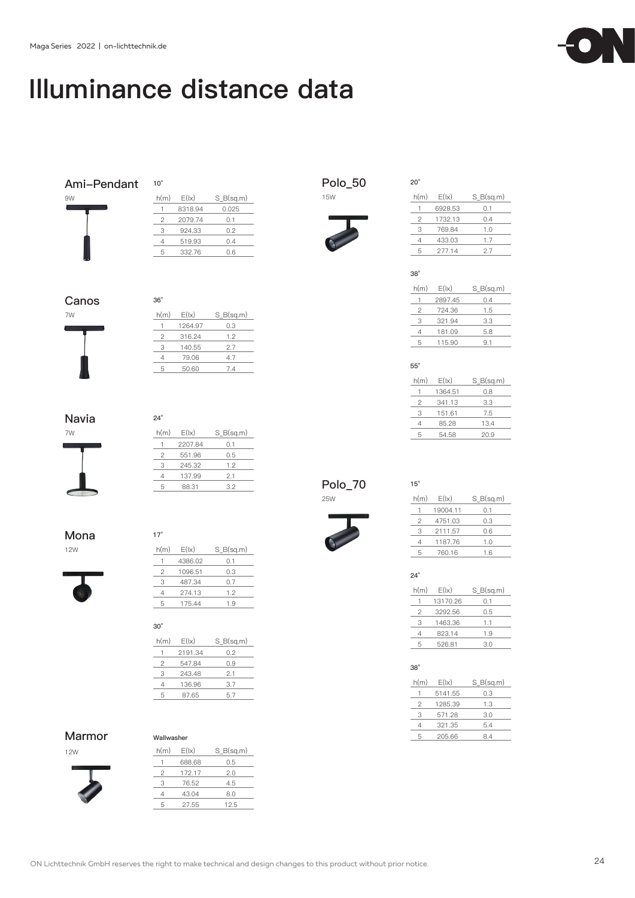# Illuminance distance data

## Ami–Pendant

9W

10°

| h(m) | E(lx) | S_B(sq.m) |
|---|---|---|
| 1 | 8318.94 | 0.025 |
| 2 | 2079.74 | 0.1 |
| 3 | 924.33 | 0.2 |
| 4 | 519.93 | 0.4 |
| 5 | 332.76 | 0.6 |

## Canos

7W

36°

| h(m) | E(lx) | S_B(sq.m) |
|---|---|---|
| 1 | 1264.97 | 0.3 |
| 2 | 316.24 | 1.2 |
| 3 | 140.55 | 2.7 |
| 4 | 79.06 | 4.7 |
| 5 | 50.60 | 7.4 |

## Navia

7W

24°

| h(m) | E(lx) | S_B(sq.m) |
|---|---|---|
| 1 | 2207.84 | 0.1 |
| 2 | 551.96 | 0.5 |
| 3 | 245.32 | 1.2 |
| 4 | 137.99 | 2.1 |
| 5 | 88.31 | 3.2 |

## Mona

12W

17°

| h(m) | E(lx) | S_B(sq.m) |
|---|---|---|
| 1 | 4386.02 | 0.1 |
| 2 | 1096.51 | 0.3 |
| 3 | 487.34 | 0.7 |
| 4 | 274.13 | 1.2 |
| 5 | 175.44 | 1.9 |

30°

| h(m) | E(lx) | S_B(sq.m) |
|---|---|---|
| 1 | 2191.34 | 0.2 |
| 2 | 547.84 | 0.9 |
| 3 | 243.48 | 2.1 |
| 4 | 136.96 | 3.7 |
| 5 | 87.65 | 5.7 |

## Marmor

12W

Wallwasher

| h(m) | E(lx) | S_B(sq.m) |
|---|---|---|
| 1 | 688.68 | 0.5 |
| 2 | 172.17 | 2.0 |
| 3 | 76.52 | 4.5 |
| 4 | 43.04 | 8.0 |
| 5 | 27.55 | 12.5 |

## Polo_50

15W

20°

| h(m) | E(lx) | S_B(sq.m) |
|---|---|---|
| 1 | 6928.53 | 0.1 |
| 2 | 1732.13 | 0.4 |
| 3 | 769.84 | 1.0 |
| 4 | 433.03 | 1.7 |
| 5 | 277.14 | 2.7 |

38°

| h(m) | E(lx) | S_B(sq.m) |
|---|---|---|
| 1 | 2897.45 | 0.4 |
| 2 | 724.36 | 1.5 |
| 3 | 321.94 | 3.3 |
| 4 | 181.09 | 5.8 |
| 5 | 115.90 | 9.1 |

55°

| h(m) | E(lx) | S_B(sq.m) |
|---|---|---|
| 1 | 1364.51 | 0.8 |
| 2 | 341.13 | 3.3 |
| 3 | 151.61 | 7.5 |
| 4 | 85.28 | 13.4 |
| 5 | 54.58 | 20.9 |

## Polo_70

25W

15°

| h(m) | E(lx) | S_B(sq.m) |
|---|---|---|
| 1 | 19004.11 | 0.1 |
| 2 | 4751.03 | 0.3 |
| 3 | 2111.57 | 0.6 |
| 4 | 1187.76 | 1.0 |
| 5 | 760.16 | 1.6 |

24°

| h(m) | E(lx) | S_B(sq.m) |
|---|---|---|
| 1 | 13170.26 | 0.1 |
| 2 | 3292.56 | 0.5 |
| 3 | 1463.36 | 1.1 |
| 4 | 823.14 | 1.9 |
| 5 | 526.81 | 3.0 |

38°

| h(m) | E(lx) | S_B(sq.m) |
|---|---|---|
| 1 | 5141.55 | 0.3 |
| 2 | 1285.39 | 1.3 |
| 3 | 571.28 | 3.0 |
| 4 | 321.35 | 5.4 |
| 5 | 205.66 | 8.4 |

ON Lichttechnik GmbH reserves the right to make technical and design changes to this product without prior notice.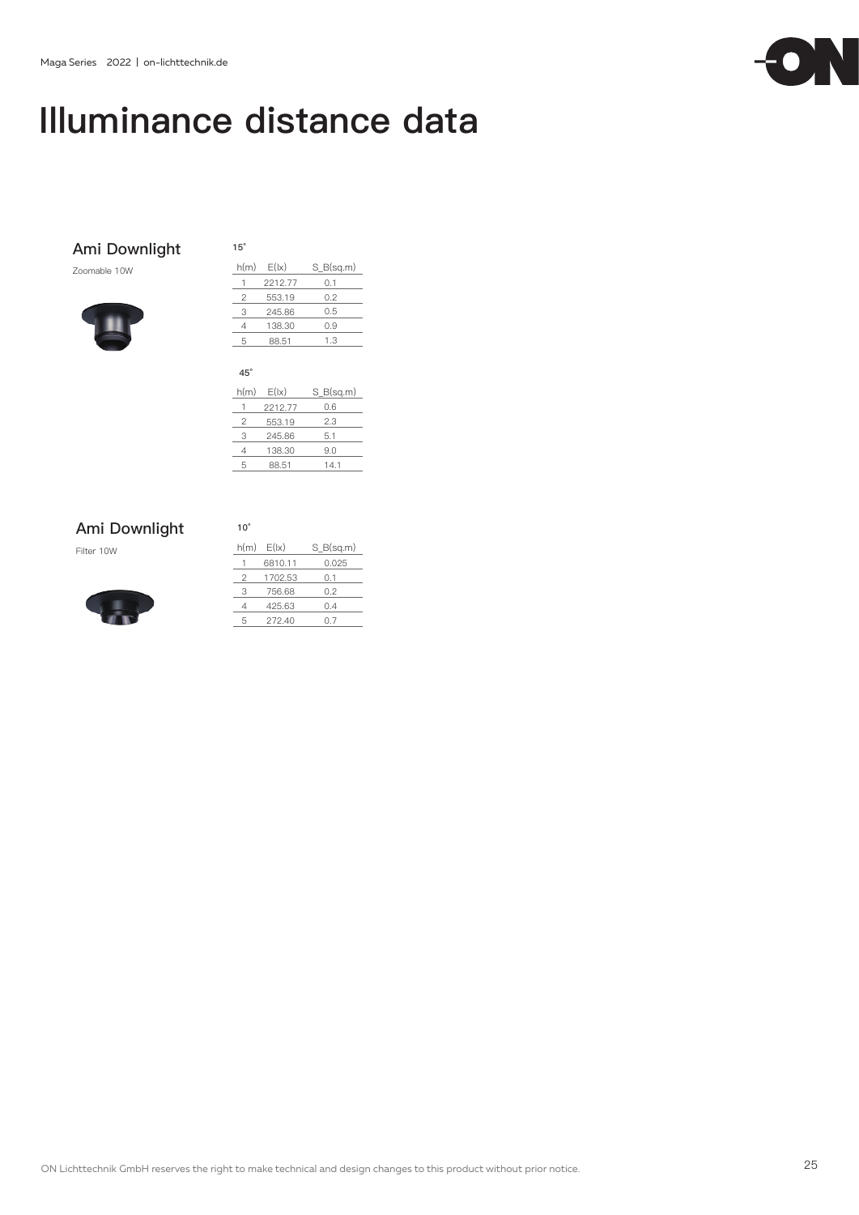# Illuminance distance data

## Ami Downlight

Zoomable 10W

15°

| h(m) | E(lx) | S_B(sq.m) |
|---|---|---|
| 1 | 2212.77 | 0.1 |
| 2 | 553.19 | 0.2 |
| 3 | 245.86 | 0.5 |
| 4 | 138.30 | 0.9 |
| 5 | 88.51 | 1.3 |

45°

| h(m) | E(lx) | S_B(sq.m) |
|---|---|---|
| 1 | 2212.77 | 0.6 |
| 2 | 553.19 | 2.3 |
| 3 | 245.86 | 5.1 |
| 4 | 138.30 | 9.0 |
| 5 | 88.51 | 14.1 |

## Ami Downlight

Filter 10W

10°

| h(m) | E(lx) | S_B(sq.m) |
|---|---|---|
| 1 | 6810.11 | 0.025 |
| 2 | 1702.53 | 0.1 |
| 3 | 756.68 | 0.2 |
| 4 | 425.63 | 0.4 |
| 5 | 272.40 | 0.7 |

ON Lichttechnik GmbH reserves the right to make technical and design changes to this product without prior notice.